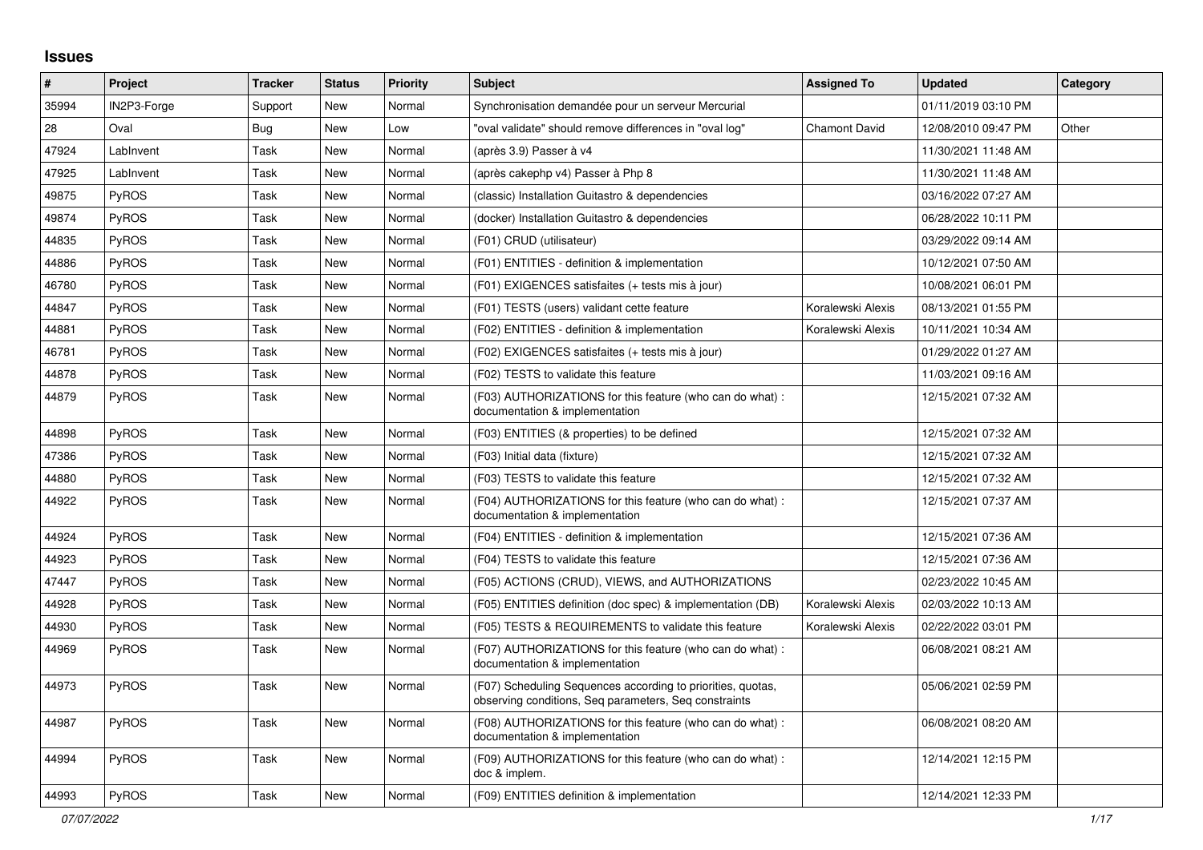## Issues

| # | Project | Tracker | Status | Priority | Subject | Assigned To | Updated | Category |
|---|---|---|---|---|---|---|---|---|
| 35994 | IN2P3-Forge | Support | New | Normal | Synchronisation demandée pour un serveur Mercurial | | 01/11/2019 03:10 PM | |
| 28 | Oval | Bug | New | Low | "oval validate" should remove differences in "oval log" | Chamont David | 12/08/2010 09:47 PM | Other |
| 47924 | LabInvent | Task | New | Normal | (après 3.9) Passer à v4 | | 11/30/2021 11:48 AM | |
| 47925 | LabInvent | Task | New | Normal | (après cakephp v4) Passer à Php 8 | | 11/30/2021 11:48 AM | |
| 49875 | PyROS | Task | New | Normal | (classic) Installation Guitastro & dependencies | | 03/16/2022 07:27 AM | |
| 49874 | PyROS | Task | New | Normal | (docker) Installation Guitastro & dependencies | | 06/28/2022 10:11 PM | |
| 44835 | PyROS | Task | New | Normal | (F01) CRUD (utilisateur) | | 03/29/2022 09:14 AM | |
| 44886 | PyROS | Task | New | Normal | (F01) ENTITIES - definition & implementation | | 10/12/2021 07:50 AM | |
| 46780 | PyROS | Task | New | Normal | (F01) EXIGENCES satisfaites (+ tests mis à jour) | | 10/08/2021 06:01 PM | |
| 44847 | PyROS | Task | New | Normal | (F01) TESTS (users) validant cette feature | Koralewski Alexis | 08/13/2021 01:55 PM | |
| 44881 | PyROS | Task | New | Normal | (F02) ENTITIES - definition & implementation | Koralewski Alexis | 10/11/2021 10:34 AM | |
| 46781 | PyROS | Task | New | Normal | (F02) EXIGENCES satisfaites (+ tests mis à jour) | | 01/29/2022 01:27 AM | |
| 44878 | PyROS | Task | New | Normal | (F02) TESTS to validate this feature | | 11/03/2021 09:16 AM | |
| 44879 | PyROS | Task | New | Normal | (F03) AUTHORIZATIONS for this feature (who can do what) : documentation & implementation | | 12/15/2021 07:32 AM | |
| 44898 | PyROS | Task | New | Normal | (F03) ENTITIES (& properties) to be defined | | 12/15/2021 07:32 AM | |
| 47386 | PyROS | Task | New | Normal | (F03) Initial data (fixture) | | 12/15/2021 07:32 AM | |
| 44880 | PyROS | Task | New | Normal | (F03) TESTS to validate this feature | | 12/15/2021 07:32 AM | |
| 44922 | PyROS | Task | New | Normal | (F04) AUTHORIZATIONS for this feature (who can do what) : documentation & implementation | | 12/15/2021 07:37 AM | |
| 44924 | PyROS | Task | New | Normal | (F04) ENTITIES - definition & implementation | | 12/15/2021 07:36 AM | |
| 44923 | PyROS | Task | New | Normal | (F04) TESTS to validate this feature | | 12/15/2021 07:36 AM | |
| 47447 | PyROS | Task | New | Normal | (F05) ACTIONS (CRUD), VIEWS, and AUTHORIZATIONS | | 02/23/2022 10:45 AM | |
| 44928 | PyROS | Task | New | Normal | (F05) ENTITIES definition (doc spec) & implementation (DB) | Koralewski Alexis | 02/03/2022 10:13 AM | |
| 44930 | PyROS | Task | New | Normal | (F05) TESTS & REQUIREMENTS to validate this feature | Koralewski Alexis | 02/22/2022 03:01 PM | |
| 44969 | PyROS | Task | New | Normal | (F07) AUTHORIZATIONS for this feature (who can do what) : documentation & implementation | | 06/08/2021 08:21 AM | |
| 44973 | PyROS | Task | New | Normal | (F07) Scheduling Sequences according to priorities, quotas, observing conditions, Seq parameters, Seq constraints | | 05/06/2021 02:59 PM | |
| 44987 | PyROS | Task | New | Normal | (F08) AUTHORIZATIONS for this feature (who can do what) : documentation & implementation | | 06/08/2021 08:20 AM | |
| 44994 | PyROS | Task | New | Normal | (F09) AUTHORIZATIONS for this feature (who can do what) : doc & implem. | | 12/14/2021 12:15 PM | |
| 44993 | PyROS | Task | New | Normal | (F09) ENTITIES definition & implementation | | 12/14/2021 12:33 PM | |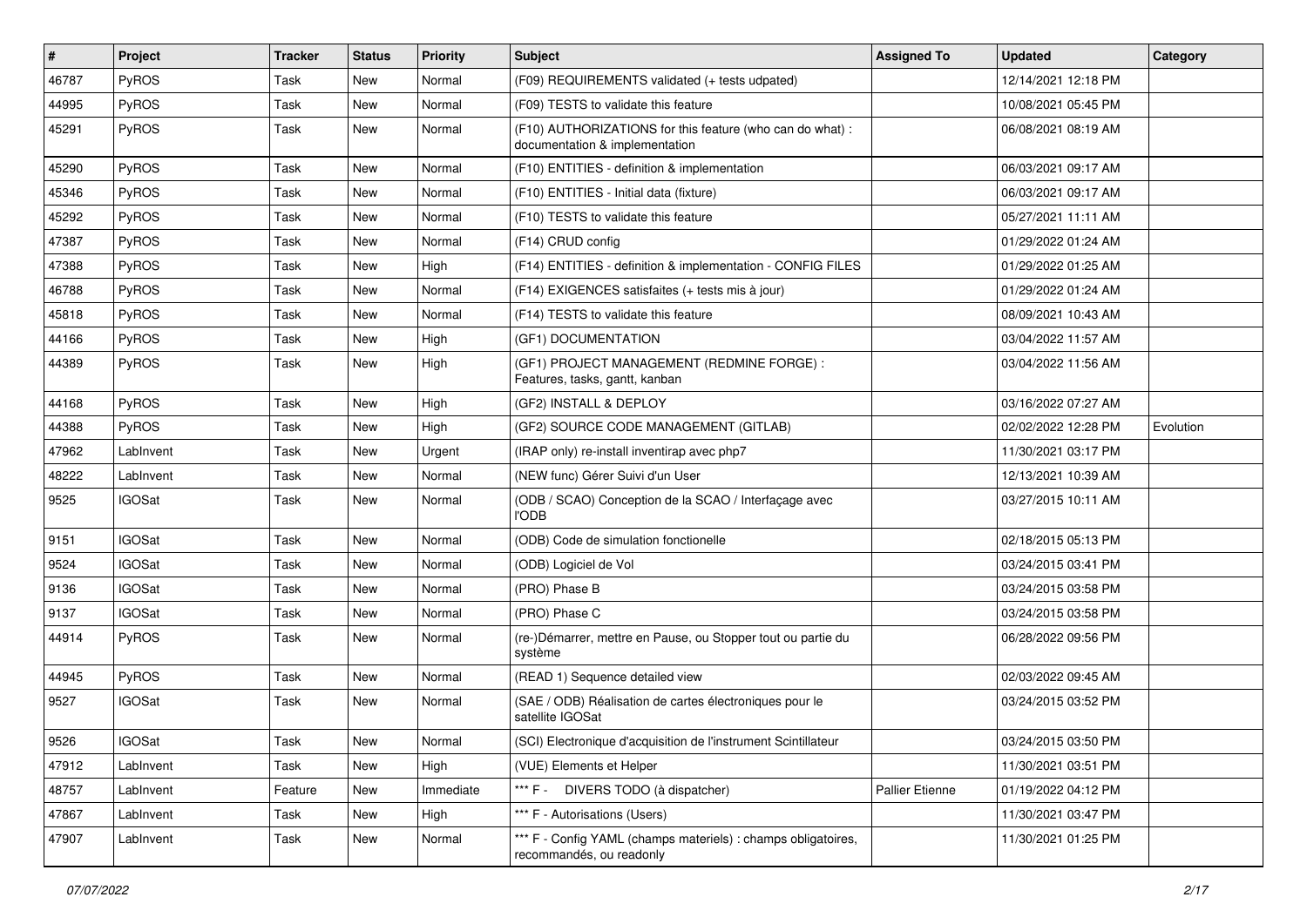| # | Project | Tracker | Status | Priority | Subject | Assigned To | Updated | Category |
|---|---|---|---|---|---|---|---|---|
| 46787 | PyROS | Task | New | Normal | (F09) REQUIREMENTS validated (+ tests udpated) | | 12/14/2021 12:18 PM | |
| 44995 | PyROS | Task | New | Normal | (F09) TESTS to validate this feature | | 10/08/2021 05:45 PM | |
| 45291 | PyROS | Task | New | Normal | (F10) AUTHORIZATIONS for this feature (who can do what) : documentation & implementation | | 06/08/2021 08:19 AM | |
| 45290 | PyROS | Task | New | Normal | (F10) ENTITIES - definition & implementation | | 06/03/2021 09:17 AM | |
| 45346 | PyROS | Task | New | Normal | (F10) ENTITIES - Initial data (fixture) | | 06/03/2021 09:17 AM | |
| 45292 | PyROS | Task | New | Normal | (F10) TESTS to validate this feature | | 05/27/2021 11:11 AM | |
| 47387 | PyROS | Task | New | Normal | (F14) CRUD config | | 01/29/2022 01:24 AM | |
| 47388 | PyROS | Task | New | High | (F14) ENTITIES - definition & implementation - CONFIG FILES | | 01/29/2022 01:25 AM | |
| 46788 | PyROS | Task | New | Normal | (F14) EXIGENCES satisfaites (+ tests mis à jour) | | 01/29/2022 01:24 AM | |
| 45818 | PyROS | Task | New | Normal | (F14) TESTS to validate this feature | | 08/09/2021 10:43 AM | |
| 44166 | PyROS | Task | New | High | (GF1) DOCUMENTATION | | 03/04/2022 11:57 AM | |
| 44389 | PyROS | Task | New | High | (GF1) PROJECT MANAGEMENT (REDMINE FORGE) : Features, tasks, gantt, kanban | | 03/04/2022 11:56 AM | |
| 44168 | PyROS | Task | New | High | (GF2) INSTALL & DEPLOY | | 03/16/2022 07:27 AM | |
| 44388 | PyROS | Task | New | High | (GF2) SOURCE CODE MANAGEMENT (GITLAB) | | 02/02/2022 12:28 PM | Evolution |
| 47962 | LabInvent | Task | New | Urgent | (IRAP only) re-install inventirap avec php7 | | 11/30/2021 03:17 PM | |
| 48222 | LabInvent | Task | New | Normal | (NEW func) Gérer Suivi d'un User | | 12/13/2021 10:39 AM | |
| 9525 | IGOSat | Task | New | Normal | (ODB / SCAO) Conception de la SCAO / Interfaçage avec l'ODB | | 03/27/2015 10:11 AM | |
| 9151 | IGOSat | Task | New | Normal | (ODB) Code de simulation fonctionelle | | 02/18/2015 05:13 PM | |
| 9524 | IGOSat | Task | New | Normal | (ODB) Logiciel de Vol | | 03/24/2015 03:41 PM | |
| 9136 | IGOSat | Task | New | Normal | (PRO) Phase B | | 03/24/2015 03:58 PM | |
| 9137 | IGOSat | Task | New | Normal | (PRO) Phase C | | 03/24/2015 03:58 PM | |
| 44914 | PyROS | Task | New | Normal | (re-)Démarrer, mettre en Pause, ou Stopper tout ou partie du système | | 06/28/2022 09:56 PM | |
| 44945 | PyROS | Task | New | Normal | (READ 1) Sequence detailed view | | 02/03/2022 09:45 AM | |
| 9527 | IGOSat | Task | New | Normal | (SAE / ODB) Réalisation de cartes électroniques pour le satellite IGOSat | | 03/24/2015 03:52 PM | |
| 9526 | IGOSat | Task | New | Normal | (SCI) Electronique d'acquisition de l'instrument Scintillateur | | 03/24/2015 03:50 PM | |
| 47912 | LabInvent | Task | New | High | (VUE) Elements et Helper | | 11/30/2021 03:51 PM | |
| 48757 | LabInvent | Feature | New | Immediate | *** F - DIVERS TODO (à dispatcher) | Pallier Etienne | 01/19/2022 04:12 PM | |
| 47867 | LabInvent | Task | New | High | *** F - Autorisations (Users) | | 11/30/2021 03:47 PM | |
| 47907 | LabInvent | Task | New | Normal | *** F - Config YAML (champs materiels) : champs obligatoires, recommandés, ou readonly | | 11/30/2021 01:25 PM | |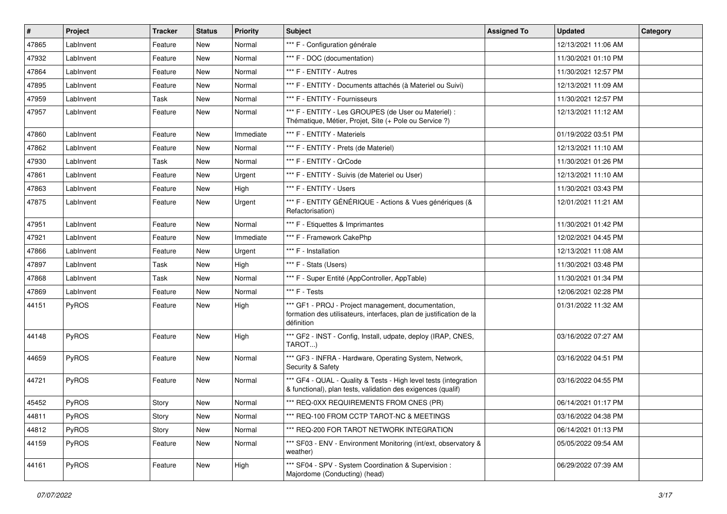| # | Project | Tracker | Status | Priority | Subject | Assigned To | Updated | Category |
|---|---|---|---|---|---|---|---|---|
| 47865 | LabInvent | Feature | New | Normal | *** F - Configuration générale | | 12/13/2021 11:06 AM | |
| 47932 | LabInvent | Feature | New | Normal | *** F - DOC (documentation) | | 11/30/2021 01:10 PM | |
| 47864 | LabInvent | Feature | New | Normal | *** F - ENTITY - Autres | | 11/30/2021 12:57 PM | |
| 47895 | LabInvent | Feature | New | Normal | *** F - ENTITY - Documents attachés (à Materiel ou Suivi) | | 12/13/2021 11:09 AM | |
| 47959 | LabInvent | Task | New | Normal | *** F - ENTITY - Fournisseurs | | 11/30/2021 12:57 PM | |
| 47957 | LabInvent | Feature | New | Normal | *** F - ENTITY - Les GROUPES (de User ou Materiel) : Thématique, Métier, Projet, Site (+ Pole ou Service ?) | | 12/13/2021 11:12 AM | |
| 47860 | LabInvent | Feature | New | Immediate | *** F - ENTITY - Materiels | | 01/19/2022 03:51 PM | |
| 47862 | LabInvent | Feature | New | Normal | *** F - ENTITY - Prets (de Materiel) | | 12/13/2021 11:10 AM | |
| 47930 | LabInvent | Task | New | Normal | *** F - ENTITY - QrCode | | 11/30/2021 01:26 PM | |
| 47861 | LabInvent | Feature | New | Urgent | *** F - ENTITY - Suivis (de Materiel ou User) | | 12/13/2021 11:10 AM | |
| 47863 | LabInvent | Feature | New | High | *** F - ENTITY - Users | | 11/30/2021 03:43 PM | |
| 47875 | LabInvent | Feature | New | Urgent | *** F - ENTITY GÉNÉRIQUE - Actions & Vues génériques (& Refactorisation) | | 12/01/2021 11:21 AM | |
| 47951 | LabInvent | Feature | New | Normal | *** F - Etiquettes & Imprimantes | | 11/30/2021 01:42 PM | |
| 47921 | LabInvent | Feature | New | Immediate | *** F - Framework CakePhp | | 12/02/2021 04:45 PM | |
| 47866 | LabInvent | Feature | New | Urgent | *** F - Installation | | 12/13/2021 11:08 AM | |
| 47897 | LabInvent | Task | New | High | *** F - Stats (Users) | | 11/30/2021 03:48 PM | |
| 47868 | LabInvent | Task | New | Normal | *** F - Super Entité (AppController, AppTable) | | 11/30/2021 01:34 PM | |
| 47869 | LabInvent | Feature | New | Normal | *** F - Tests | | 12/06/2021 02:28 PM | |
| 44151 | PyROS | Feature | New | High | *** GF1 - PROJ - Project management, documentation, formation des utilisateurs, interfaces, plan de justification de la définition | | 01/31/2022 11:32 AM | |
| 44148 | PyROS | Feature | New | High | *** GF2 - INST - Config, Install, udpate, deploy (IRAP, CNES, TAROT...) | | 03/16/2022 07:27 AM | |
| 44659 | PyROS | Feature | New | Normal | *** GF3 - INFRA - Hardware, Operating System, Network, Security & Safety | | 03/16/2022 04:51 PM | |
| 44721 | PyROS | Feature | New | Normal | *** GF4 - QUAL - Quality & Tests - High level tests (integration & functional), plan tests, validation des exigences (qualif) | | 03/16/2022 04:55 PM | |
| 45452 | PyROS | Story | New | Normal | *** REQ-0XX REQUIREMENTS FROM CNES (PR) | | 06/14/2021 01:17 PM | |
| 44811 | PyROS | Story | New | Normal | *** REQ-100 FROM CCTP TAROT-NC & MEETINGS | | 03/16/2022 04:38 PM | |
| 44812 | PyROS | Story | New | Normal | *** REQ-200 FOR TAROT NETWORK INTEGRATION | | 06/14/2021 01:13 PM | |
| 44159 | PyROS | Feature | New | Normal | *** SF03 - ENV - Environment Monitoring (int/ext, observatory & weather) | | 05/05/2022 09:54 AM | |
| 44161 | PyROS | Feature | New | High | *** SF04 - SPV - System Coordination & Supervision : Majordome (Conducting) (head) | | 06/29/2022 07:39 AM | |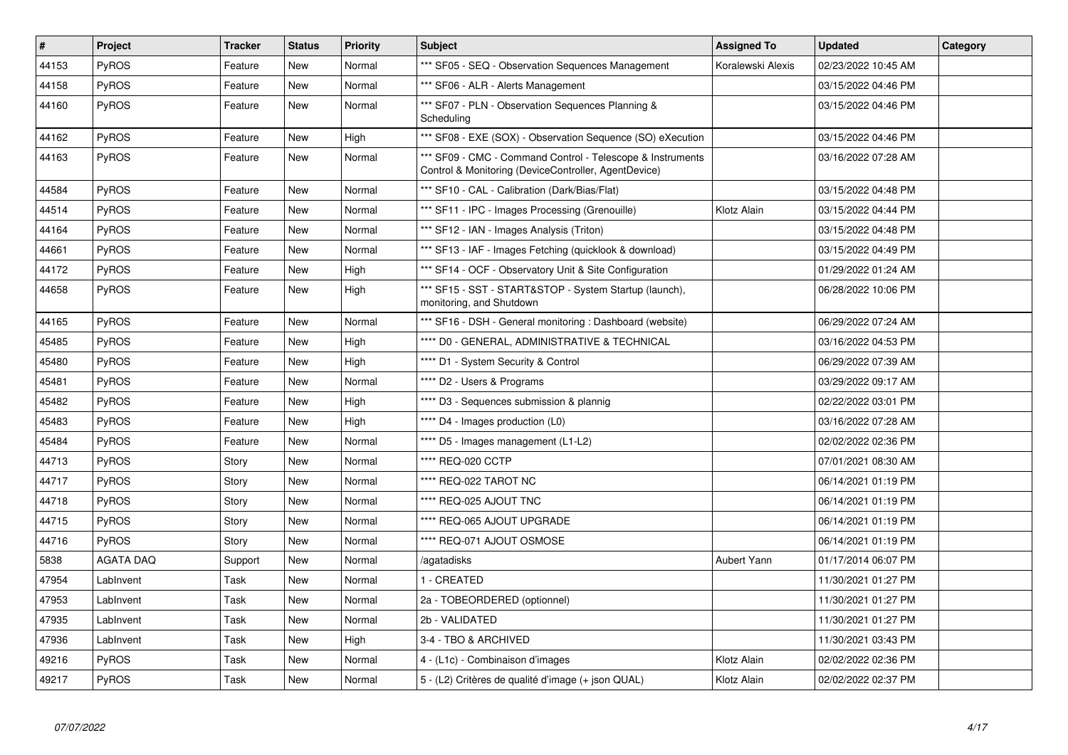| # | Project | Tracker | Status | Priority | Subject | Assigned To | Updated | Category |
|---|---|---|---|---|---|---|---|---|
| 44153 | PyROS | Feature | New | Normal | *** SF05 - SEQ - Observation Sequences Management | Koralewski Alexis | 02/23/2022 10:45 AM | |
| 44158 | PyROS | Feature | New | Normal | *** SF06 - ALR - Alerts Management | | 03/15/2022 04:46 PM | |
| 44160 | PyROS | Feature | New | Normal | *** SF07 - PLN - Observation Sequences Planning & Scheduling | | 03/15/2022 04:46 PM | |
| 44162 | PyROS | Feature | New | High | *** SF08 - EXE (SOX) - Observation Sequence (SO) eXecution | | 03/15/2022 04:46 PM | |
| 44163 | PyROS | Feature | New | Normal | *** SF09 - CMC - Command Control - Telescope & Instruments Control & Monitoring (DeviceController, AgentDevice) | | 03/16/2022 07:28 AM | |
| 44584 | PyROS | Feature | New | Normal | *** SF10 - CAL - Calibration (Dark/Bias/Flat) | | 03/15/2022 04:48 PM | |
| 44514 | PyROS | Feature | New | Normal | *** SF11 - IPC - Images Processing (Grenouille) | Klotz Alain | 03/15/2022 04:44 PM | |
| 44164 | PyROS | Feature | New | Normal | *** SF12 - IAN - Images Analysis (Triton) | | 03/15/2022 04:48 PM | |
| 44661 | PyROS | Feature | New | Normal | *** SF13 - IAF - Images Fetching (quicklook & download) | | 03/15/2022 04:49 PM | |
| 44172 | PyROS | Feature | New | High | *** SF14 - OCF - Observatory Unit & Site Configuration | | 01/29/2022 01:24 AM | |
| 44658 | PyROS | Feature | New | High | *** SF15 - SST - START&STOP - System Startup (launch), monitoring, and Shutdown | | 06/28/2022 10:06 PM | |
| 44165 | PyROS | Feature | New | Normal | *** SF16 - DSH - General monitoring : Dashboard (website) | | 06/29/2022 07:24 AM | |
| 45485 | PyROS | Feature | New | High | **** D0 - GENERAL, ADMINISTRATIVE & TECHNICAL | | 03/16/2022 04:53 PM | |
| 45480 | PyROS | Feature | New | High | **** D1 - System Security & Control | | 06/29/2022 07:39 AM | |
| 45481 | PyROS | Feature | New | Normal | **** D2 - Users & Programs | | 03/29/2022 09:17 AM | |
| 45482 | PyROS | Feature | New | High | **** D3 - Sequences submission & plannig | | 02/22/2022 03:01 PM | |
| 45483 | PyROS | Feature | New | High | **** D4 - Images production (L0) | | 03/16/2022 07:28 AM | |
| 45484 | PyROS | Feature | New | Normal | **** D5 - Images management (L1-L2) | | 02/02/2022 02:36 PM | |
| 44713 | PyROS | Story | New | Normal | **** REQ-020 CCTP | | 07/01/2021 08:30 AM | |
| 44717 | PyROS | Story | New | Normal | **** REQ-022 TAROT NC | | 06/14/2021 01:19 PM | |
| 44718 | PyROS | Story | New | Normal | **** REQ-025 AJOUT TNC | | 06/14/2021 01:19 PM | |
| 44715 | PyROS | Story | New | Normal | **** REQ-065 AJOUT UPGRADE | | 06/14/2021 01:19 PM | |
| 44716 | PyROS | Story | New | Normal | **** REQ-071 AJOUT OSMOSE | | 06/14/2021 01:19 PM | |
| 5838 | AGATA DAQ | Support | New | Normal | /agatadisks | Aubert Yann | 01/17/2014 06:07 PM | |
| 47954 | LabInvent | Task | New | Normal | 1 - CREATED | | 11/30/2021 01:27 PM | |
| 47953 | LabInvent | Task | New | Normal | 2a - TOBEORDERED (optionnel) | | 11/30/2021 01:27 PM | |
| 47935 | LabInvent | Task | New | Normal | 2b - VALIDATED | | 11/30/2021 01:27 PM | |
| 47936 | LabInvent | Task | New | High | 3-4 - TBO & ARCHIVED | | 11/30/2021 03:43 PM | |
| 49216 | PyROS | Task | New | Normal | 4 - (L1c) - Combinaison d'images | Klotz Alain | 02/02/2022 02:36 PM | |
| 49217 | PyROS | Task | New | Normal | 5 - (L2) Critères de qualité d'image (+ json QUAL) | Klotz Alain | 02/02/2022 02:37 PM | |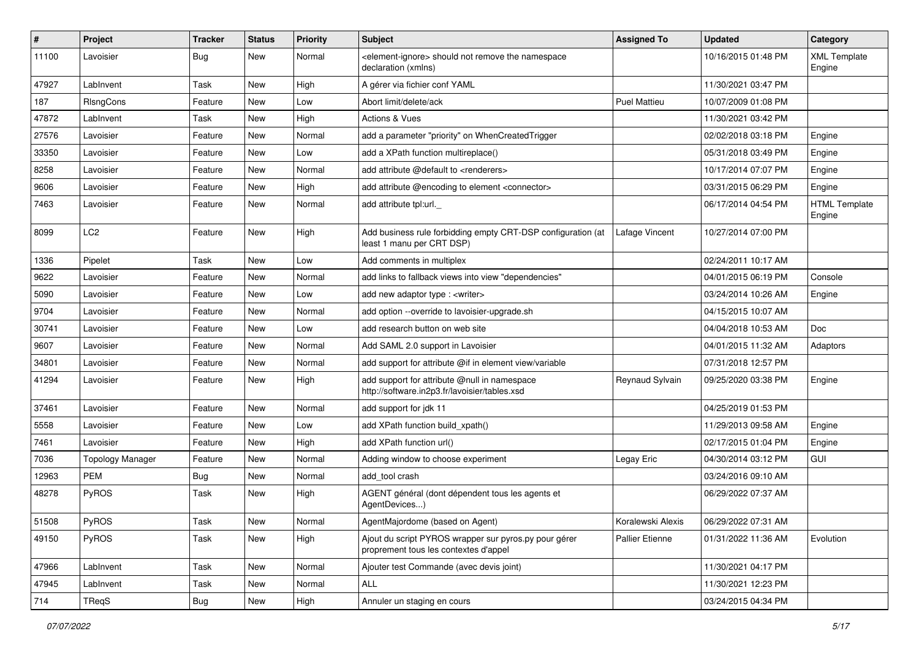| # | Project | Tracker | Status | Priority | Subject | Assigned To | Updated | Category |
|---|---|---|---|---|---|---|---|---|
| 11100 | Lavoisier | Bug | New | Normal | <element-ignore> should not remove the namespace declaration (xmlns) | | 10/16/2015 01:48 PM | XML Template Engine |
| 47927 | LabInvent | Task | New | High | A gérer via fichier conf YAML | | 11/30/2021 03:47 PM | |
| 187 | RIsngCons | Feature | New | Low | Abort limit/delete/ack | Puel Mattieu | 10/07/2009 01:08 PM | |
| 47872 | LabInvent | Task | New | High | Actions & Vues | | 11/30/2021 03:42 PM | |
| 27576 | Lavoisier | Feature | New | Normal | add a parameter "priority" on WhenCreatedTrigger | | 02/02/2018 03:18 PM | Engine |
| 33350 | Lavoisier | Feature | New | Low | add a XPath function multireplace() | | 05/31/2018 03:49 PM | Engine |
| 8258 | Lavoisier | Feature | New | Normal | add attribute @default to <renderers> | | 10/17/2014 07:07 PM | Engine |
| 9606 | Lavoisier | Feature | New | High | add attribute @encoding to element <connector> | | 03/31/2015 06:29 PM | Engine |
| 7463 | Lavoisier | Feature | New | Normal | add attribute tpl:url._ | | 06/17/2014 04:54 PM | HTML Template Engine |
| 8099 | LC2 | Feature | New | High | Add business rule forbidding empty CRT-DSP configuration (at least 1 manu per CRT DSP) | Lafage Vincent | 10/27/2014 07:00 PM | |
| 1336 | Pipelet | Task | New | Low | Add comments in multiplex | | 02/24/2011 10:17 AM | |
| 9622 | Lavoisier | Feature | New | Normal | add links to fallback views into view "dependencies" | | 04/01/2015 06:19 PM | Console |
| 5090 | Lavoisier | Feature | New | Low | add new adaptor type : <writer> | | 03/24/2014 10:26 AM | Engine |
| 9704 | Lavoisier | Feature | New | Normal | add option --override to lavoisier-upgrade.sh | | 04/15/2015 10:07 AM | |
| 30741 | Lavoisier | Feature | New | Low | add research button on web site | | 04/04/2018 10:53 AM | Doc |
| 9607 | Lavoisier | Feature | New | Normal | Add SAML 2.0 support in Lavoisier | | 04/01/2015 11:32 AM | Adaptors |
| 34801 | Lavoisier | Feature | New | Normal | add support for attribute @if in element view/variable | | 07/31/2018 12:57 PM | |
| 41294 | Lavoisier | Feature | New | High | add support for attribute @null in namespace http://software.in2p3.fr/lavoisier/tables.xsd | Reynaud Sylvain | 09/25/2020 03:38 PM | Engine |
| 37461 | Lavoisier | Feature | New | Normal | add support for jdk 11 | | 04/25/2019 01:53 PM | |
| 5558 | Lavoisier | Feature | New | Low | add XPath function build_xpath() | | 11/29/2013 09:58 AM | Engine |
| 7461 | Lavoisier | Feature | New | High | add XPath function url() | | 02/17/2015 01:04 PM | Engine |
| 7036 | Topology Manager | Feature | New | Normal | Adding window to choose experiment | Legay Eric | 04/30/2014 03:12 PM | GUI |
| 12963 | PEM | Bug | New | Normal | add_tool crash | | 03/24/2016 09:10 AM | |
| 48278 | PyROS | Task | New | High | AGENT général (dont dépendent tous les agents et AgentDevices...) | | 06/29/2022 07:37 AM | |
| 51508 | PyROS | Task | New | Normal | AgentMajordome (based on Agent) | Koralewski Alexis | 06/29/2022 07:31 AM | |
| 49150 | PyROS | Task | New | High | Ajout du script PYROS wrapper sur pyros.py pour gérer proprement tous les contextes d'appel | Pallier Etienne | 01/31/2022 11:36 AM | Evolution |
| 47966 | LabInvent | Task | New | Normal | Ajouter test Commande (avec devis joint) | | 11/30/2021 04:17 PM | |
| 47945 | LabInvent | Task | New | Normal | ALL | | 11/30/2021 12:23 PM | |
| 714 | TReqS | Bug | New | High | Annuler un staging en cours | | 03/24/2015 04:34 PM | |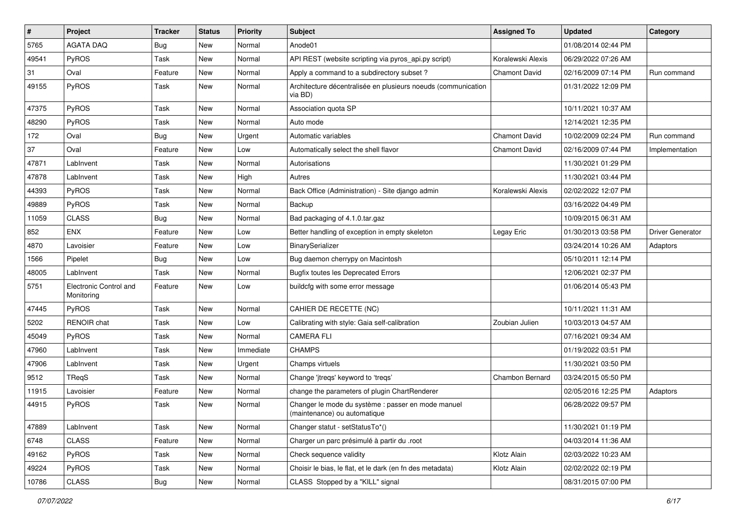| # | Project | Tracker | Status | Priority | Subject | Assigned To | Updated | Category |
|---|---|---|---|---|---|---|---|---|
| 5765 | AGATA DAQ | Bug | New | Normal | Anode01 | | 01/08/2014 02:44 PM | |
| 49541 | PyROS | Task | New | Normal | API REST (website scripting via pyros_api.py script) | Koralewski Alexis | 06/29/2022 07:26 AM | |
| 31 | Oval | Feature | New | Normal | Apply a command to a subdirectory subset ? | Chamont David | 02/16/2009 07:14 PM | Run command |
| 49155 | PyROS | Task | New | Normal | Architecture décentralisée en plusieurs noeuds (communication via BD) | | 01/31/2022 12:09 PM | |
| 47375 | PyROS | Task | New | Normal | Association quota SP | | 10/11/2021 10:37 AM | |
| 48290 | PyROS | Task | New | Normal | Auto mode | | 12/14/2021 12:35 PM | |
| 172 | Oval | Bug | New | Urgent | Automatic variables | Chamont David | 10/02/2009 02:24 PM | Run command |
| 37 | Oval | Feature | New | Low | Automatically select the shell flavor | Chamont David | 02/16/2009 07:44 PM | Implementation |
| 47871 | LabInvent | Task | New | Normal | Autorisations | | 11/30/2021 01:29 PM | |
| 47878 | LabInvent | Task | New | High | Autres | | 11/30/2021 03:44 PM | |
| 44393 | PyROS | Task | New | Normal | Back Office (Administration) - Site django admin | Koralewski Alexis | 02/02/2022 12:07 PM | |
| 49889 | PyROS | Task | New | Normal | Backup | | 03/16/2022 04:49 PM | |
| 11059 | CLASS | Bug | New | Normal | Bad packaging of 4.1.0.tar.gaz | | 10/09/2015 06:31 AM | |
| 852 | ENX | Feature | New | Low | Better handling of exception in empty skeleton | Legay Eric | 01/30/2013 03:58 PM | Driver Generator |
| 4870 | Lavoisier | Feature | New | Low | BinarySerializer | | 03/24/2014 10:26 AM | Adaptors |
| 1566 | Pipelet | Bug | New | Low | Bug daemon cherrypy on Macintosh | | 05/10/2011 12:14 PM | |
| 48005 | LabInvent | Task | New | Normal | Bugfix toutes les Deprecated Errors | | 12/06/2021 02:37 PM | |
| 5751 | Electronic Control and Monitoring | Feature | New | Low | buildcfg with some error message | | 01/06/2014 05:43 PM | |
| 47445 | PyROS | Task | New | Normal | CAHIER DE RECETTE (NC) | | 10/11/2021 11:31 AM | |
| 5202 | RENOIR chat | Task | New | Low | Calibrating with style: Gaia self-calibration | Zoubian Julien | 10/03/2013 04:57 AM | |
| 45049 | PyROS | Task | New | Normal | CAMERA FLI | | 07/16/2021 09:34 AM | |
| 47960 | LabInvent | Task | New | Immediate | CHAMPS | | 01/19/2022 03:51 PM | |
| 47906 | LabInvent | Task | New | Urgent | Champs virtuels | | 11/30/2021 03:50 PM | |
| 9512 | TReqS | Task | New | Normal | Change 'jtreqs' keyword to 'treqs' | Chambon Bernard | 03/24/2015 05:50 PM | |
| 11915 | Lavoisier | Feature | New | Normal | change the parameters of plugin ChartRenderer | | 02/05/2016 12:25 PM | Adaptors |
| 44915 | PyROS | Task | New | Normal | Changer le mode du système : passer en mode manuel (maintenance) ou automatique | | 06/28/2022 09:57 PM | |
| 47889 | LabInvent | Task | New | Normal | Changer statut - setStatusTo*() | | 11/30/2021 01:19 PM | |
| 6748 | CLASS | Feature | New | Normal | Charger un parc présimulé à partir du .root | | 04/03/2014 11:36 AM | |
| 49162 | PyROS | Task | New | Normal | Check sequence validity | Klotz Alain | 02/03/2022 10:23 AM | |
| 49224 | PyROS | Task | New | Normal | Choisir le bias, le flat, et le dark (en fn des metadata) | Klotz Alain | 02/02/2022 02:19 PM | |
| 10786 | CLASS | Bug | New | Normal | CLASS Stopped by a "KILL" signal | | 08/31/2015 07:00 PM | |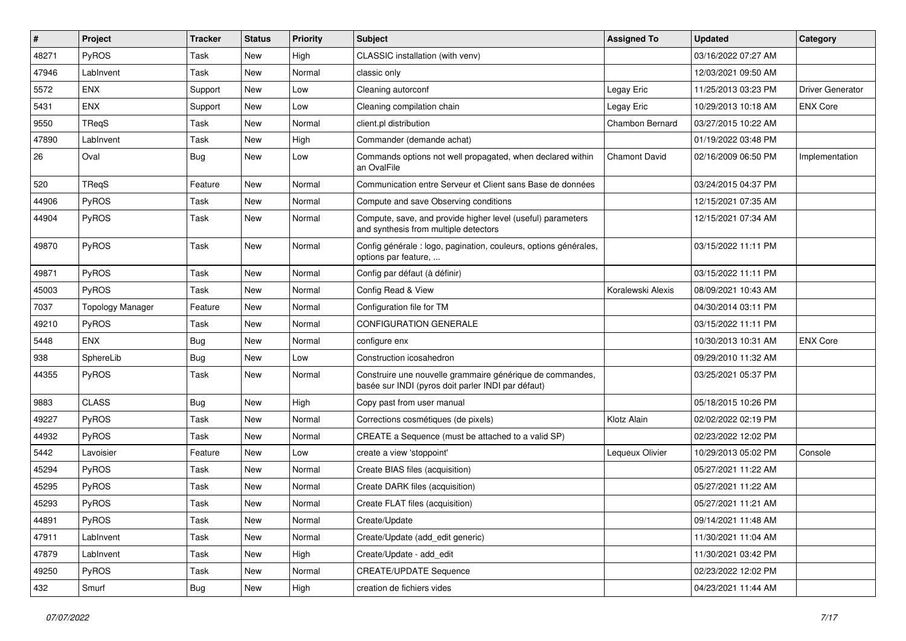| # | Project | Tracker | Status | Priority | Subject | Assigned To | Updated | Category |
|---|---|---|---|---|---|---|---|---|
| 48271 | PyROS | Task | New | High | CLASSIC installation (with venv) | | 03/16/2022 07:27 AM | |
| 47946 | LabInvent | Task | New | Normal | classic only | | 12/03/2021 09:50 AM | |
| 5572 | ENX | Support | New | Low | Cleaning autorconf | Legay Eric | 11/25/2013 03:23 PM | Driver Generator |
| 5431 | ENX | Support | New | Low | Cleaning compilation chain | Legay Eric | 10/29/2013 10:18 AM | ENX Core |
| 9550 | TReqS | Task | New | Normal | client.pl distribution | Chambon Bernard | 03/27/2015 10:22 AM | |
| 47890 | LabInvent | Task | New | High | Commander (demande achat) | | 01/19/2022 03:48 PM | |
| 26 | Oval | Bug | New | Low | Commands options not well propagated, when declared within an OvalFile | Chamont David | 02/16/2009 06:50 PM | Implementation |
| 520 | TReqS | Feature | New | Normal | Communication entre Serveur et Client sans Base de données | | 03/24/2015 04:37 PM | |
| 44906 | PyROS | Task | New | Normal | Compute and save Observing conditions | | 12/15/2021 07:35 AM | |
| 44904 | PyROS | Task | New | Normal | Compute, save, and provide higher level (useful) parameters and synthesis from multiple detectors | | 12/15/2021 07:34 AM | |
| 49870 | PyROS | Task | New | Normal | Config générale : logo, pagination, couleurs, options générales, options par feature, ... | | 03/15/2022 11:11 PM | |
| 49871 | PyROS | Task | New | Normal | Config par défaut (à définir) | | 03/15/2022 11:11 PM | |
| 45003 | PyROS | Task | New | Normal | Config Read & View | Koralewski Alexis | 08/09/2021 10:43 AM | |
| 7037 | Topology Manager | Feature | New | Normal | Configuration file for TM | | 04/30/2014 03:11 PM | |
| 49210 | PyROS | Task | New | Normal | CONFIGURATION GENERALE | | 03/15/2022 11:11 PM | |
| 5448 | ENX | Bug | New | Normal | configure enx | | 10/30/2013 10:31 AM | ENX Core |
| 938 | SphereLib | Bug | New | Low | Construction icosahedron | | 09/29/2010 11:32 AM | |
| 44355 | PyROS | Task | New | Normal | Construire une nouvelle grammaire générique de commandes, basée sur INDI (pyros doit parler INDI par défaut) | | 03/25/2021 05:37 PM | |
| 9883 | CLASS | Bug | New | High | Copy past from user manual | | 05/18/2015 10:26 PM | |
| 49227 | PyROS | Task | New | Normal | Corrections cosmétiques (de pixels) | Klotz Alain | 02/02/2022 02:19 PM | |
| 44932 | PyROS | Task | New | Normal | CREATE a Sequence (must be attached to a valid SP) | | 02/23/2022 12:02 PM | |
| 5442 | Lavoisier | Feature | New | Low | create a view 'stoppoint' | Lequeux Olivier | 10/29/2013 05:02 PM | Console |
| 45294 | PyROS | Task | New | Normal | Create BIAS files (acquisition) | | 05/27/2021 11:22 AM | |
| 45295 | PyROS | Task | New | Normal | Create DARK files (acquisition) | | 05/27/2021 11:22 AM | |
| 45293 | PyROS | Task | New | Normal | Create FLAT files (acquisition) | | 05/27/2021 11:21 AM | |
| 44891 | PyROS | Task | New | Normal | Create/Update | | 09/14/2021 11:48 AM | |
| 47911 | LabInvent | Task | New | Normal | Create/Update (add_edit generic) | | 11/30/2021 11:04 AM | |
| 47879 | LabInvent | Task | New | High | Create/Update - add_edit | | 11/30/2021 03:42 PM | |
| 49250 | PyROS | Task | New | Normal | CREATE/UPDATE Sequence | | 02/23/2022 12:02 PM | |
| 432 | Smurf | Bug | New | High | creation de fichiers vides | | 04/23/2021 11:44 AM | |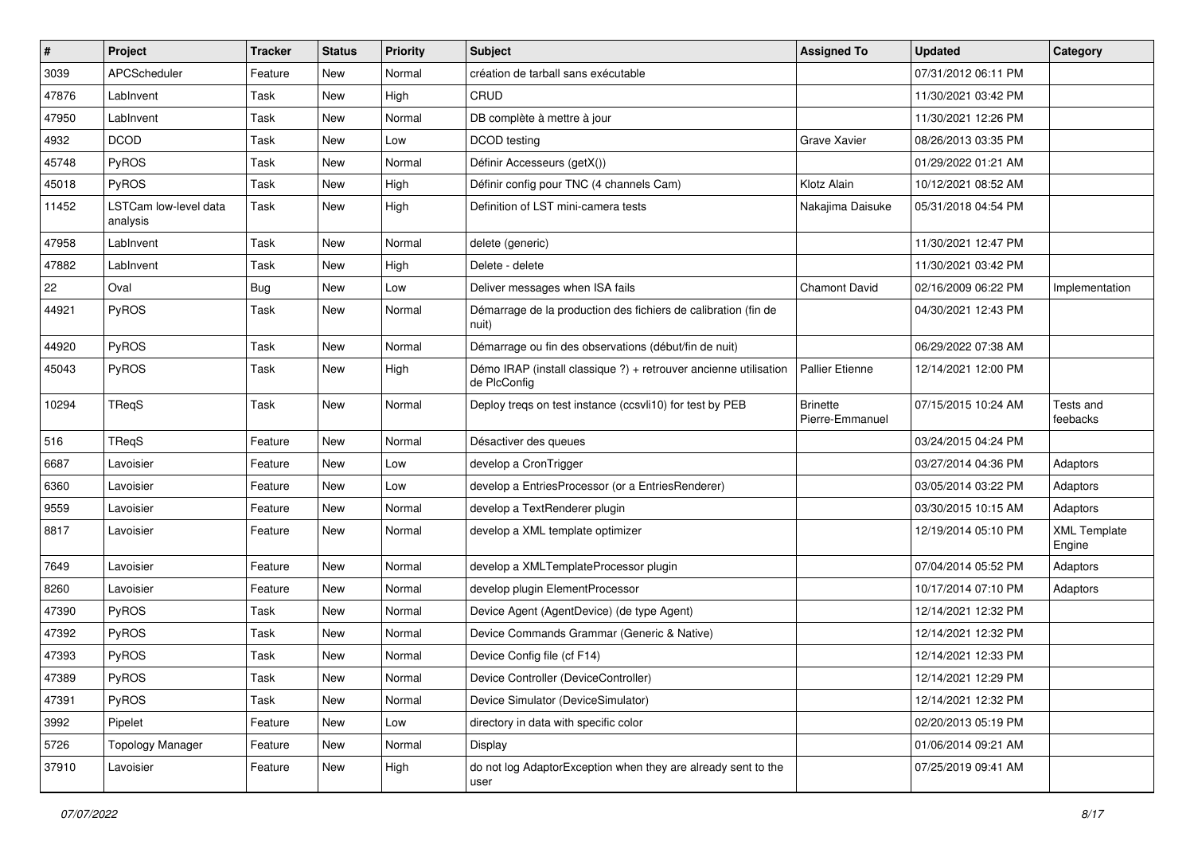| # | Project | Tracker | Status | Priority | Subject | Assigned To | Updated | Category |
|---|---|---|---|---|---|---|---|---|
| 3039 | APCScheduler | Feature | New | Normal | création de tarball sans exécutable | | 07/31/2012 06:11 PM | |
| 47876 | LabInvent | Task | New | High | CRUD | | 11/30/2021 03:42 PM | |
| 47950 | LabInvent | Task | New | Normal | DB complète à mettre à jour | | 11/30/2021 12:26 PM | |
| 4932 | DCOD | Task | New | Low | DCOD testing | Grave Xavier | 08/26/2013 03:35 PM | |
| 45748 | PyROS | Task | New | Normal | Définir Accesseurs (getX()) | | 01/29/2022 01:21 AM | |
| 45018 | PyROS | Task | New | High | Définir config pour TNC (4 channels Cam) | Klotz Alain | 10/12/2021 08:52 AM | |
| 11452 | LSTCam low-level data analysis | Task | New | High | Definition of LST mini-camera tests | Nakajima Daisuke | 05/31/2018 04:54 PM | |
| 47958 | LabInvent | Task | New | Normal | delete (generic) | | 11/30/2021 12:47 PM | |
| 47882 | LabInvent | Task | New | High | Delete - delete | | 11/30/2021 03:42 PM | |
| 22 | Oval | Bug | New | Low | Deliver messages when ISA fails | Chamont David | 02/16/2009 06:22 PM | Implementation |
| 44921 | PyROS | Task | New | Normal | Démarrage de la production des fichiers de calibration (fin de nuit) | | 04/30/2021 12:43 PM | |
| 44920 | PyROS | Task | New | Normal | Démarrage ou fin des observations (début/fin de nuit) | | 06/29/2022 07:38 AM | |
| 45043 | PyROS | Task | New | High | Démo IRAP (install classique ?) + retrouver ancienne utilisation de PlcConfig | Pallier Etienne | 12/14/2021 12:00 PM | |
| 10294 | TReqS | Task | New | Normal | Deploy treqs on test instance (ccsvli10) for test by PEB | Brinette Pierre-Emmanuel | 07/15/2015 10:24 AM | Tests and feebacks |
| 516 | TReqS | Feature | New | Normal | Désactiver des queues | | 03/24/2015 04:24 PM | |
| 6687 | Lavoisier | Feature | New | Low | develop a CronTrigger | | 03/27/2014 04:36 PM | Adaptors |
| 6360 | Lavoisier | Feature | New | Low | develop a EntriesProcessor (or a EntriesRenderer) | | 03/05/2014 03:22 PM | Adaptors |
| 9559 | Lavoisier | Feature | New | Normal | develop a TextRenderer plugin | | 03/30/2015 10:15 AM | Adaptors |
| 8817 | Lavoisier | Feature | New | Normal | develop a XML template optimizer | | 12/19/2014 05:10 PM | XML Template Engine |
| 7649 | Lavoisier | Feature | New | Normal | develop a XMLTemplateProcessor plugin | | 07/04/2014 05:52 PM | Adaptors |
| 8260 | Lavoisier | Feature | New | Normal | develop plugin ElementProcessor | | 10/17/2014 07:10 PM | Adaptors |
| 47390 | PyROS | Task | New | Normal | Device Agent (AgentDevice) (de type Agent) | | 12/14/2021 12:32 PM | |
| 47392 | PyROS | Task | New | Normal | Device Commands Grammar (Generic & Native) | | 12/14/2021 12:32 PM | |
| 47393 | PyROS | Task | New | Normal | Device Config file (cf F14) | | 12/14/2021 12:33 PM | |
| 47389 | PyROS | Task | New | Normal | Device Controller (DeviceController) | | 12/14/2021 12:29 PM | |
| 47391 | PyROS | Task | New | Normal | Device Simulator (DeviceSimulator) | | 12/14/2021 12:32 PM | |
| 3992 | Pipelet | Feature | New | Low | directory in data with specific color | | 02/20/2013 05:19 PM | |
| 5726 | Topology Manager | Feature | New | Normal | Display | | 01/06/2014 09:21 AM | |
| 37910 | Lavoisier | Feature | New | High | do not log AdaptorException when they are already sent to the user | | 07/25/2019 09:41 AM | |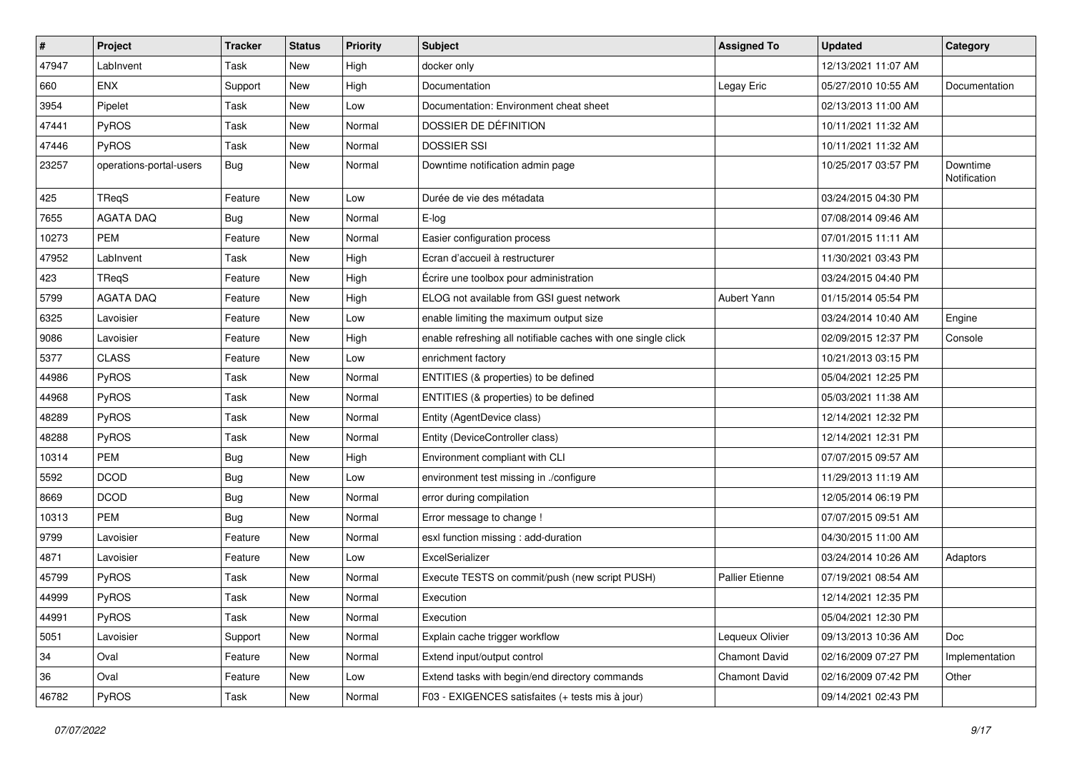| # | Project | Tracker | Status | Priority | Subject | Assigned To | Updated | Category |
|---|---|---|---|---|---|---|---|---|
| 47947 | LabInvent | Task | New | High | docker only | | 12/13/2021 11:07 AM | |
| 660 | ENX | Support | New | High | Documentation | Legay Eric | 05/27/2010 10:55 AM | Documentation |
| 3954 | Pipelet | Task | New | Low | Documentation: Environment cheat sheet | | 02/13/2013 11:00 AM | |
| 47441 | PyROS | Task | New | Normal | DOSSIER DE DÉFINITION | | 10/11/2021 11:32 AM | |
| 47446 | PyROS | Task | New | Normal | DOSSIER SSI | | 10/11/2021 11:32 AM | |
| 23257 | operations-portal-users | Bug | New | Normal | Downtime notification admin page | | 10/25/2017 03:57 PM | Downtime Notification |
| 425 | TReqS | Feature | New | Low | Durée de vie des métadata | | 03/24/2015 04:30 PM | |
| 7655 | AGATA DAQ | Bug | New | Normal | E-log | | 07/08/2014 09:46 AM | |
| 10273 | PEM | Feature | New | Normal | Easier configuration process | | 07/01/2015 11:11 AM | |
| 47952 | LabInvent | Task | New | High | Ecran d'accueil à restructurer | | 11/30/2021 03:43 PM | |
| 423 | TReqS | Feature | New | High | Écrire une toolbox pour administration | | 03/24/2015 04:40 PM | |
| 5799 | AGATA DAQ | Feature | New | High | ELOG not available from GSI guest network | Aubert Yann | 01/15/2014 05:54 PM | |
| 6325 | Lavoisier | Feature | New | Low | enable limiting the maximum output size | | 03/24/2014 10:40 AM | Engine |
| 9086 | Lavoisier | Feature | New | High | enable refreshing all notifiable caches with one single click | | 02/09/2015 12:37 PM | Console |
| 5377 | CLASS | Feature | New | Low | enrichment factory | | 10/21/2013 03:15 PM | |
| 44986 | PyROS | Task | New | Normal | ENTITIES (& properties) to be defined | | 05/04/2021 12:25 PM | |
| 44968 | PyROS | Task | New | Normal | ENTITIES (& properties) to be defined | | 05/03/2021 11:38 AM | |
| 48289 | PyROS | Task | New | Normal | Entity (AgentDevice class) | | 12/14/2021 12:32 PM | |
| 48288 | PyROS | Task | New | Normal | Entity (DeviceController class) | | 12/14/2021 12:31 PM | |
| 10314 | PEM | Bug | New | High | Environment compliant with CLI | | 07/07/2015 09:57 AM | |
| 5592 | DCOD | Bug | New | Low | environment test missing in ./configure | | 11/29/2013 11:19 AM | |
| 8669 | DCOD | Bug | New | Normal | error during compilation | | 12/05/2014 06:19 PM | |
| 10313 | PEM | Bug | New | Normal | Error message to change ! | | 07/07/2015 09:51 AM | |
| 9799 | Lavoisier | Feature | New | Normal | esxl function missing : add-duration | | 04/30/2015 11:00 AM | |
| 4871 | Lavoisier | Feature | New | Low | ExcelSerializer | | 03/24/2014 10:26 AM | Adaptors |
| 45799 | PyROS | Task | New | Normal | Execute TESTS on commit/push (new script PUSH) | Pallier Etienne | 07/19/2021 08:54 AM | |
| 44999 | PyROS | Task | New | Normal | Execution | | 12/14/2021 12:35 PM | |
| 44991 | PyROS | Task | New | Normal | Execution | | 05/04/2021 12:30 PM | |
| 5051 | Lavoisier | Support | New | Normal | Explain cache trigger workflow | Lequeux Olivier | 09/13/2013 10:36 AM | Doc |
| 34 | Oval | Feature | New | Normal | Extend input/output control | Chamont David | 02/16/2009 07:27 PM | Implementation |
| 36 | Oval | Feature | New | Low | Extend tasks with begin/end directory commands | Chamont David | 02/16/2009 07:42 PM | Other |
| 46782 | PyROS | Task | New | Normal | F03 - EXIGENCES satisfaites (+ tests mis à jour) | | 09/14/2021 02:43 PM | |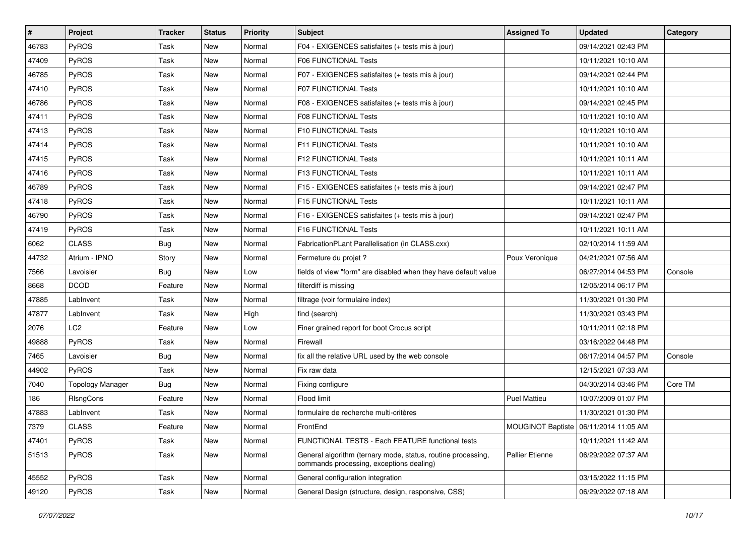| # | Project | Tracker | Status | Priority | Subject | Assigned To | Updated | Category |
|---|---|---|---|---|---|---|---|---|
| 46783 | PyROS | Task | New | Normal | F04 - EXIGENCES satisfaites (+ tests mis à jour) | | 09/14/2021 02:43 PM | |
| 47409 | PyROS | Task | New | Normal | F06 FUNCTIONAL Tests | | 10/11/2021 10:10 AM | |
| 46785 | PyROS | Task | New | Normal | F07 - EXIGENCES satisfaites (+ tests mis à jour) | | 09/14/2021 02:44 PM | |
| 47410 | PyROS | Task | New | Normal | F07 FUNCTIONAL Tests | | 10/11/2021 10:10 AM | |
| 46786 | PyROS | Task | New | Normal | F08 - EXIGENCES satisfaites (+ tests mis à jour) | | 09/14/2021 02:45 PM | |
| 47411 | PyROS | Task | New | Normal | F08 FUNCTIONAL Tests | | 10/11/2021 10:10 AM | |
| 47413 | PyROS | Task | New | Normal | F10 FUNCTIONAL Tests | | 10/11/2021 10:10 AM | |
| 47414 | PyROS | Task | New | Normal | F11 FUNCTIONAL Tests | | 10/11/2021 10:10 AM | |
| 47415 | PyROS | Task | New | Normal | F12 FUNCTIONAL Tests | | 10/11/2021 10:11 AM | |
| 47416 | PyROS | Task | New | Normal | F13 FUNCTIONAL Tests | | 10/11/2021 10:11 AM | |
| 46789 | PyROS | Task | New | Normal | F15 - EXIGENCES satisfaites (+ tests mis à jour) | | 09/14/2021 02:47 PM | |
| 47418 | PyROS | Task | New | Normal | F15 FUNCTIONAL Tests | | 10/11/2021 10:11 AM | |
| 46790 | PyROS | Task | New | Normal | F16 - EXIGENCES satisfaites (+ tests mis à jour) | | 09/14/2021 02:47 PM | |
| 47419 | PyROS | Task | New | Normal | F16 FUNCTIONAL Tests | | 10/11/2021 10:11 AM | |
| 6062 | CLASS | Bug | New | Normal | FabricationPLant Parallelisation (in CLASS.cxx) | | 02/10/2014 11:59 AM | |
| 44732 | Atrium - IPNO | Story | New | Normal | Fermeture du projet ? | Poux Veronique | 04/21/2021 07:56 AM | |
| 7566 | Lavoisier | Bug | New | Low | fields of view "form" are disabled when they have default value | | 06/27/2014 04:53 PM | Console |
| 8668 | DCOD | Feature | New | Normal | filterdiff is missing | | 12/05/2014 06:17 PM | |
| 47885 | LabInvent | Task | New | Normal | filtrage (voir formulaire index) | | 11/30/2021 01:30 PM | |
| 47877 | LabInvent | Task | New | High | find (search) | | 11/30/2021 03:43 PM | |
| 2076 | LC2 | Feature | New | Low | Finer grained report for boot Crocus script | | 10/11/2011 02:18 PM | |
| 49888 | PyROS | Task | New | Normal | Firewall | | 03/16/2022 04:48 PM | |
| 7465 | Lavoisier | Bug | New | Normal | fix all the relative URL used by the web console | | 06/17/2014 04:57 PM | Console |
| 44902 | PyROS | Task | New | Normal | Fix raw data | | 12/15/2021 07:33 AM | |
| 7040 | Topology Manager | Bug | New | Normal | Fixing configure | | 04/30/2014 03:46 PM | Core TM |
| 186 | RlsngCons | Feature | New | Normal | Flood limit | Puel Mattieu | 10/07/2009 01:07 PM | |
| 47883 | LabInvent | Task | New | Normal | formulaire de recherche multi-critères | | 11/30/2021 01:30 PM | |
| 7379 | CLASS | Feature | New | Normal | FrontEnd | MOUGINOT Baptiste | 06/11/2014 11:05 AM | |
| 47401 | PyROS | Task | New | Normal | FUNCTIONAL TESTS - Each FEATURE functional tests | | 10/11/2021 11:42 AM | |
| 51513 | PyROS | Task | New | Normal | General algorithm (ternary mode, status, routine processing, commands processing, exceptions dealing) | Pallier Etienne | 06/29/2022 07:37 AM | |
| 45552 | PyROS | Task | New | Normal | General configuration integration | | 03/15/2022 11:15 PM | |
| 49120 | PyROS | Task | New | Normal | General Design (structure, design, responsive, CSS) | | 06/29/2022 07:18 AM | |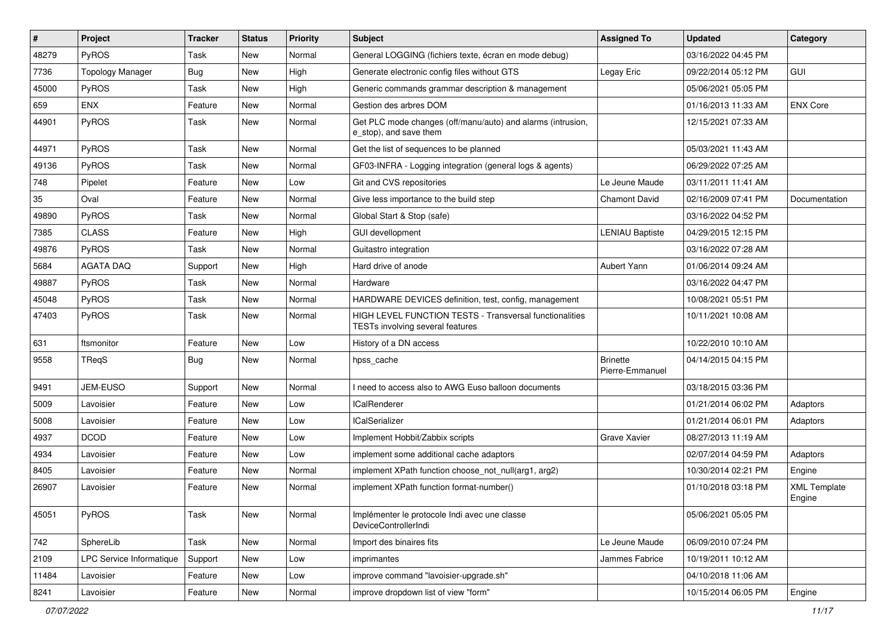| # | Project | Tracker | Status | Priority | Subject | Assigned To | Updated | Category |
|---|---|---|---|---|---|---|---|---|
| 48279 | PyROS | Task | New | Normal | General LOGGING (fichiers texte, écran en mode debug) | | 03/16/2022 04:45 PM | |
| 7736 | Topology Manager | Bug | New | High | Generate electronic config files without GTS | Legay Eric | 09/22/2014 05:12 PM | GUI |
| 45000 | PyROS | Task | New | High | Generic commands grammar description & management | | 05/06/2021 05:05 PM | |
| 659 | ENX | Feature | New | Normal | Gestion des arbres DOM | | 01/16/2013 11:33 AM | ENX Core |
| 44901 | PyROS | Task | New | Normal | Get PLC mode changes (off/manu/auto) and alarms (intrusion, e_stop), and save them | | 12/15/2021 07:33 AM | |
| 44971 | PyROS | Task | New | Normal | Get the list of sequences to be planned | | 05/03/2021 11:43 AM | |
| 49136 | PyROS | Task | New | Normal | GF03-INFRA - Logging integration (general logs & agents) | | 06/29/2022 07:25 AM | |
| 748 | Pipelet | Feature | New | Low | Git and CVS repositories | Le Jeune Maude | 03/11/2011 11:41 AM | |
| 35 | Oval | Feature | New | Normal | Give less importance to the build step | Chamont David | 02/16/2009 07:41 PM | Documentation |
| 49890 | PyROS | Task | New | Normal | Global Start & Stop (safe) | | 03/16/2022 04:52 PM | |
| 7385 | CLASS | Feature | New | High | GUI devellopment | LENIAU Baptiste | 04/29/2015 12:15 PM | |
| 49876 | PyROS | Task | New | Normal | Guitastro integration | | 03/16/2022 07:28 AM | |
| 5684 | AGATA DAQ | Support | New | High | Hard drive of anode | Aubert Yann | 01/06/2014 09:24 AM | |
| 49887 | PyROS | Task | New | Normal | Hardware | | 03/16/2022 04:47 PM | |
| 45048 | PyROS | Task | New | Normal | HARDWARE DEVICES definition, test, config, management | | 10/08/2021 05:51 PM | |
| 47403 | PyROS | Task | New | Normal | HIGH LEVEL FUNCTION TESTS - Transversal functionalities TESTs involving several features | | 10/11/2021 10:08 AM | |
| 631 | ftsmonitor | Feature | New | Low | History of a DN access | | 10/22/2010 10:10 AM | |
| 9558 | TReqS | Bug | New | Normal | hpss_cache | Brinette Pierre-Emmanuel | 04/14/2015 04:15 PM | |
| 9491 | JEM-EUSO | Support | New | Normal | I need to access also to AWG Euso balloon documents | | 03/18/2015 03:36 PM | |
| 5009 | Lavoisier | Feature | New | Low | ICalRenderer | | 01/21/2014 06:02 PM | Adaptors |
| 5008 | Lavoisier | Feature | New | Low | ICalSerializer | | 01/21/2014 06:01 PM | Adaptors |
| 4937 | DCOD | Feature | New | Low | Implement Hobbit/Zabbix scripts | Grave Xavier | 08/27/2013 11:19 AM | |
| 4934 | Lavoisier | Feature | New | Low | implement some additional cache adaptors | | 02/07/2014 04:59 PM | Adaptors |
| 8405 | Lavoisier | Feature | New | Normal | implement XPath function choose_not_null(arg1, arg2) | | 10/30/2014 02:21 PM | Engine |
| 26907 | Lavoisier | Feature | New | Normal | implement XPath function format-number() | | 01/10/2018 03:18 PM | XML Template Engine |
| 45051 | PyROS | Task | New | Normal | Implémenter le protocole Indi avec une classe DeviceControllerIndi | | 05/06/2021 05:05 PM | |
| 742 | SphereLib | Task | New | Normal | Import des binaires fits | Le Jeune Maude | 06/09/2010 07:24 PM | |
| 2109 | LPC Service Informatique | Support | New | Low | imprimantes | Jammes Fabrice | 10/19/2011 10:12 AM | |
| 11484 | Lavoisier | Feature | New | Low | improve command "lavoisier-upgrade.sh" | | 04/10/2018 11:06 AM | |
| 8241 | Lavoisier | Feature | New | Normal | improve dropdown list of view "form" | | 10/15/2014 06:05 PM | Engine |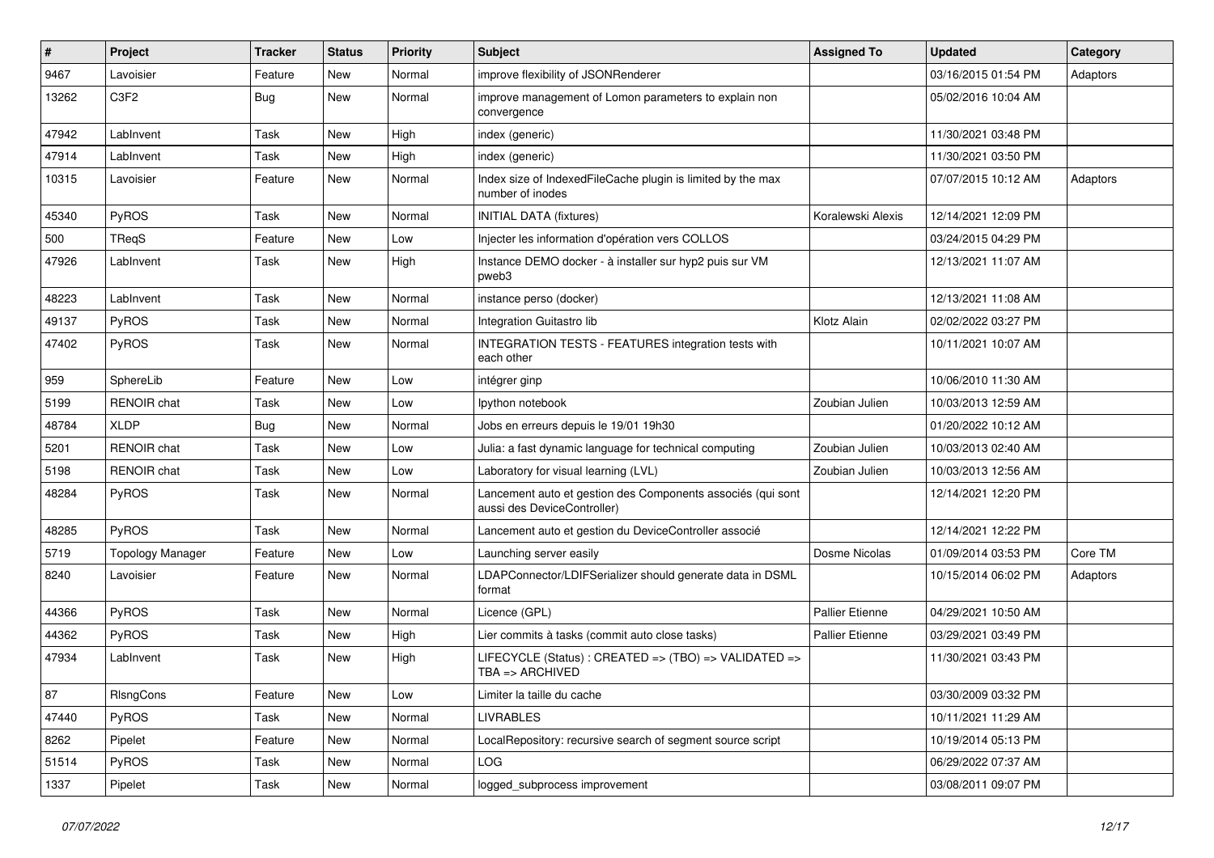| # | Project | Tracker | Status | Priority | Subject | Assigned To | Updated | Category |
|---|---|---|---|---|---|---|---|---|
| 9467 | Lavoisier | Feature | New | Normal | improve flexibility of JSONRenderer | | 03/16/2015 01:54 PM | Adaptors |
| 13262 | C3F2 | Bug | New | Normal | improve management of Lomon parameters to explain non convergence | | 05/02/2016 10:04 AM | |
| 47942 | LabInvent | Task | New | High | index (generic) | | 11/30/2021 03:48 PM | |
| 47914 | LabInvent | Task | New | High | index (generic) | | 11/30/2021 03:50 PM | |
| 10315 | Lavoisier | Feature | New | Normal | Index size of IndexedFileCache plugin is limited by the max number of inodes | | 07/07/2015 10:12 AM | Adaptors |
| 45340 | PyROS | Task | New | Normal | INITIAL DATA (fixtures) | Koralewski Alexis | 12/14/2021 12:09 PM | |
| 500 | TReqS | Feature | New | Low | Injecter les information d'opération vers COLLOS | | 03/24/2015 04:29 PM | |
| 47926 | LabInvent | Task | New | High | Instance DEMO docker - à installer sur hyp2 puis sur VM pweb3 | | 12/13/2021 11:07 AM | |
| 48223 | LabInvent | Task | New | Normal | instance perso (docker) | | 12/13/2021 11:08 AM | |
| 49137 | PyROS | Task | New | Normal | Integration Guitastro lib | Klotz Alain | 02/02/2022 03:27 PM | |
| 47402 | PyROS | Task | New | Normal | INTEGRATION TESTS - FEATURES integration tests with each other | | 10/11/2021 10:07 AM | |
| 959 | SphereLib | Feature | New | Low | intégrer ginp | | 10/06/2010 11:30 AM | |
| 5199 | RENOIR chat | Task | New | Low | Ipython notebook | Zoubian Julien | 10/03/2013 12:59 AM | |
| 48784 | XLDP | Bug | New | Normal | Jobs en erreurs depuis le 19/01 19h30 | | 01/20/2022 10:12 AM | |
| 5201 | RENOIR chat | Task | New | Low | Julia: a fast dynamic language for technical computing | Zoubian Julien | 10/03/2013 02:40 AM | |
| 5198 | RENOIR chat | Task | New | Low | Laboratory for visual learning (LVL) | Zoubian Julien | 10/03/2013 12:56 AM | |
| 48284 | PyROS | Task | New | Normal | Lancement auto et gestion des Components associés (qui sont aussi des DeviceController) | | 12/14/2021 12:20 PM | |
| 48285 | PyROS | Task | New | Normal | Lancement auto et gestion du DeviceController associé | | 12/14/2021 12:22 PM | |
| 5719 | Topology Manager | Feature | New | Low | Launching server easily | Dosme Nicolas | 01/09/2014 03:53 PM | Core TM |
| 8240 | Lavoisier | Feature | New | Normal | LDAPConnector/LDIFSerializer should generate data in DSML format | | 10/15/2014 06:02 PM | Adaptors |
| 44366 | PyROS | Task | New | Normal | Licence (GPL) | Pallier Etienne | 04/29/2021 10:50 AM | |
| 44362 | PyROS | Task | New | High | Lier commits à tasks (commit auto close tasks) | Pallier Etienne | 03/29/2021 03:49 PM | |
| 47934 | LabInvent | Task | New | High | LIFECYCLE (Status) : CREATED => (TBO) => VALIDATED => TBA => ARCHIVED | | 11/30/2021 03:43 PM | |
| 87 | RlsngCons | Feature | New | Low | Limiter la taille du cache | | 03/30/2009 03:32 PM | |
| 47440 | PyROS | Task | New | Normal | LIVRABLES | | 10/11/2021 11:29 AM | |
| 8262 | Pipelet | Feature | New | Normal | LocalRepository: recursive search of segment source script | | 10/19/2014 05:13 PM | |
| 51514 | PyROS | Task | New | Normal | LOG | | 06/29/2022 07:37 AM | |
| 1337 | Pipelet | Task | New | Normal | logged_subprocess improvement | | 03/08/2011 09:07 PM | |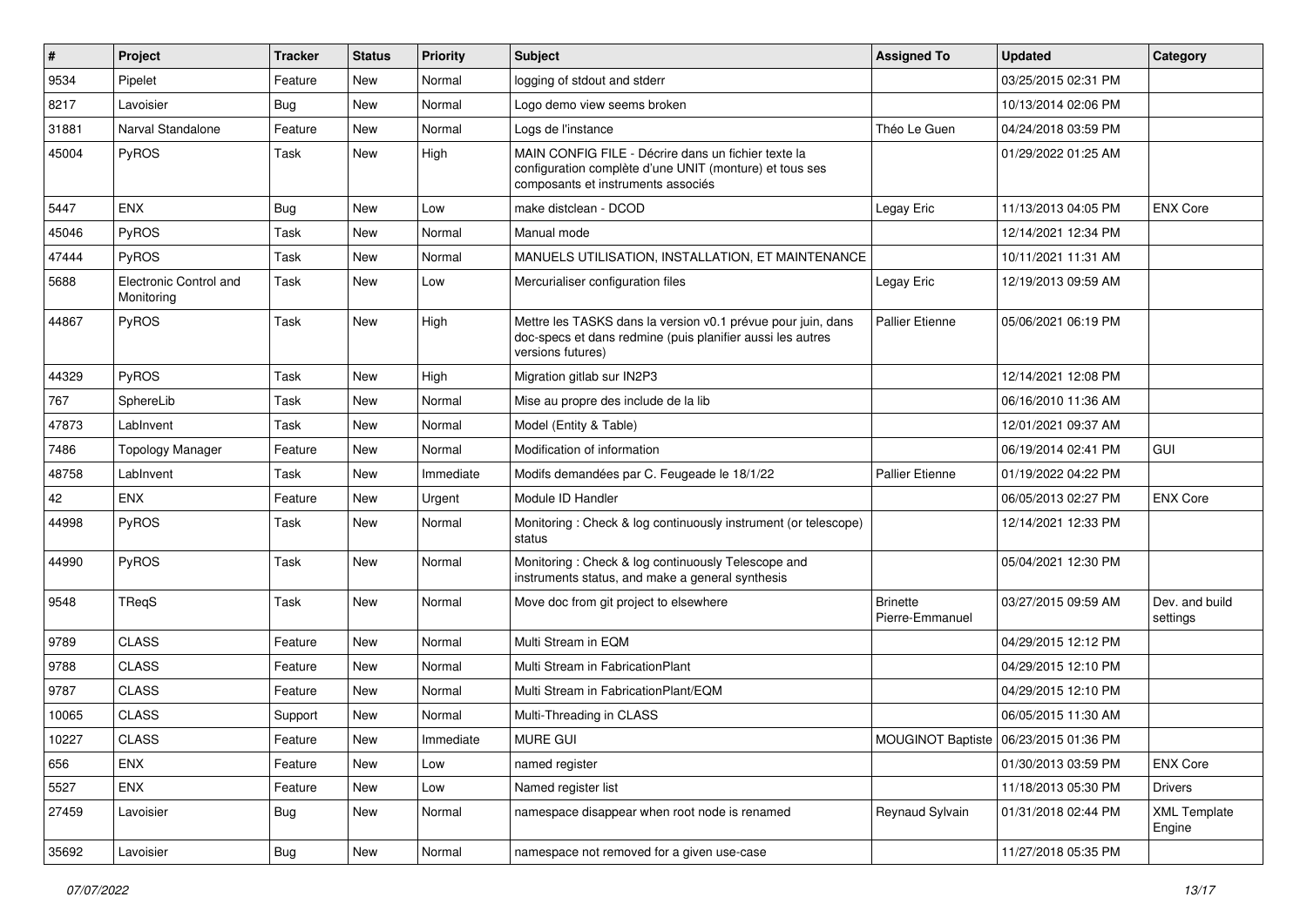| # | Project | Tracker | Status | Priority | Subject | Assigned To | Updated | Category |
|---|---|---|---|---|---|---|---|---|
| 9534 | Pipelet | Feature | New | Normal | logging of stdout and stderr | | 03/25/2015 02:31 PM | |
| 8217 | Lavoisier | Bug | New | Normal | Logo demo view seems broken | | 10/13/2014 02:06 PM | |
| 31881 | Narval Standalone | Feature | New | Normal | Logs de l'instance | Théo Le Guen | 04/24/2018 03:59 PM | |
| 45004 | PyROS | Task | New | High | MAIN CONFIG FILE - Décrire dans un fichier texte la configuration complète d'une UNIT (monture) et tous ses composants et instruments associés | | 01/29/2022 01:25 AM | |
| 5447 | ENX | Bug | New | Low | make distclean - DCOD | Legay Eric | 11/13/2013 04:05 PM | ENX Core |
| 45046 | PyROS | Task | New | Normal | Manual mode | | 12/14/2021 12:34 PM | |
| 47444 | PyROS | Task | New | Normal | MANUELS UTILISATION, INSTALLATION, ET MAINTENANCE | | 10/11/2021 11:31 AM | |
| 5688 | Electronic Control and Monitoring | Task | New | Low | Mercurialiser configuration files | Legay Eric | 12/19/2013 09:59 AM | |
| 44867 | PyROS | Task | New | High | Mettre les TASKS dans la version v0.1 prévue pour juin, dans doc-specs et dans redmine (puis planifier aussi les autres versions futures) | Pallier Etienne | 05/06/2021 06:19 PM | |
| 44329 | PyROS | Task | New | High | Migration gitlab sur IN2P3 | | 12/14/2021 12:08 PM | |
| 767 | SphereLib | Task | New | Normal | Mise au propre des include de la lib | | 06/16/2010 11:36 AM | |
| 47873 | LabInvent | Task | New | Normal | Model (Entity & Table) | | 12/01/2021 09:37 AM | |
| 7486 | Topology Manager | Feature | New | Normal | Modification of information | | 06/19/2014 02:41 PM | GUI |
| 48758 | LabInvent | Task | New | Immediate | Modifs demandées par C. Feugeade le 18/1/22 | Pallier Etienne | 01/19/2022 04:22 PM | |
| 42 | ENX | Feature | New | Urgent | Module ID Handler | | 06/05/2013 02:27 PM | ENX Core |
| 44998 | PyROS | Task | New | Normal | Monitoring : Check & log continuously instrument (or telescope) status | | 12/14/2021 12:33 PM | |
| 44990 | PyROS | Task | New | Normal | Monitoring : Check & log continuously Telescope and instruments status, and make a general synthesis | | 05/04/2021 12:30 PM | |
| 9548 | TReqS | Task | New | Normal | Move doc from git project to elsewhere | Brinette Pierre-Emmanuel | 03/27/2015 09:59 AM | Dev. and build settings |
| 9789 | CLASS | Feature | New | Normal | Multi Stream in EQM | | 04/29/2015 12:12 PM | |
| 9788 | CLASS | Feature | New | Normal | Multi Stream in FabricationPlant | | 04/29/2015 12:10 PM | |
| 9787 | CLASS | Feature | New | Normal | Multi Stream in FabricationPlant/EQM | | 04/29/2015 12:10 PM | |
| 10065 | CLASS | Support | New | Normal | Multi-Threading in CLASS | | 06/05/2015 11:30 AM | |
| 10227 | CLASS | Feature | New | Immediate | MURE GUI | MOUGINOT Baptiste | 06/23/2015 01:36 PM | |
| 656 | ENX | Feature | New | Low | named register | | 01/30/2013 03:59 PM | ENX Core |
| 5527 | ENX | Feature | New | Low | Named register list | | 11/18/2013 05:30 PM | Drivers |
| 27459 | Lavoisier | Bug | New | Normal | namespace disappear when root node is renamed | Reynaud Sylvain | 01/31/2018 02:44 PM | XML Template Engine |
| 35692 | Lavoisier | Bug | New | Normal | namespace not removed for a given use-case | | 11/27/2018 05:35 PM | |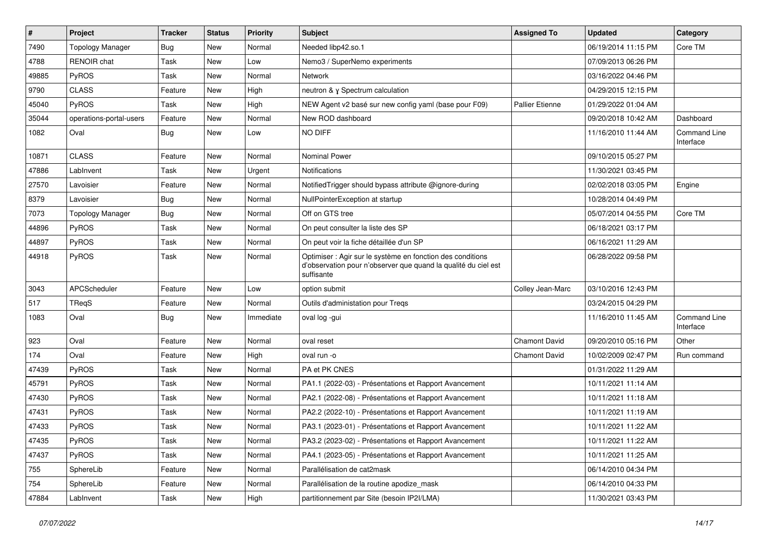| # | Project | Tracker | Status | Priority | Subject | Assigned To | Updated | Category |
|---|---|---|---|---|---|---|---|---|
| 7490 | Topology Manager | Bug | New | Normal | Needed libp42.so.1 | | 06/19/2014 11:15 PM | Core TM |
| 4788 | RENOIR chat | Task | New | Low | Nemo3 / SuperNemo experiments | | 07/09/2013 06:26 PM | |
| 49885 | PyROS | Task | New | Normal | Network | | 03/16/2022 04:46 PM | |
| 9790 | CLASS | Feature | New | High | neutron & γ Spectrum calculation | | 04/29/2015 12:15 PM | |
| 45040 | PyROS | Task | New | High | NEW Agent v2 basé sur new config yaml (base pour F09) | Pallier Etienne | 01/29/2022 01:04 AM | |
| 35044 | operations-portal-users | Feature | New | Normal | New ROD dashboard | | 09/20/2018 10:42 AM | Dashboard |
| 1082 | Oval | Bug | New | Low | NO DIFF | | 11/16/2010 11:44 AM | Command Line Interface |
| 10871 | CLASS | Feature | New | Normal | Nominal Power | | 09/10/2015 05:27 PM | |
| 47886 | LabInvent | Task | New | Urgent | Notifications | | 11/30/2021 03:45 PM | |
| 27570 | Lavoisier | Feature | New | Normal | NotifiedTrigger should bypass attribute @ignore-during | | 02/02/2018 03:05 PM | Engine |
| 8379 | Lavoisier | Bug | New | Normal | NullPointerException at startup | | 10/28/2014 04:49 PM | |
| 7073 | Topology Manager | Bug | New | Normal | Off on GTS tree | | 05/07/2014 04:55 PM | Core TM |
| 44896 | PyROS | Task | New | Normal | On peut consulter la liste des SP | | 06/18/2021 03:17 PM | |
| 44897 | PyROS | Task | New | Normal | On peut voir la fiche détaillée d'un SP | | 06/16/2021 11:29 AM | |
| 44918 | PyROS | Task | New | Normal | Optimiser : Agir sur le système en fonction des conditions d'observation pour n'observer que quand la qualité du ciel est suffisante | | 06/28/2022 09:58 PM | |
| 3043 | APCScheduler | Feature | New | Low | option submit | Colley Jean-Marc | 03/10/2016 12:43 PM | |
| 517 | TReqS | Feature | New | Normal | Outils d'administation pour Treqs | | 03/24/2015 04:29 PM | |
| 1083 | Oval | Bug | New | Immediate | oval log -gui | | 11/16/2010 11:45 AM | Command Line Interface |
| 923 | Oval | Feature | New | Normal | oval reset | Chamont David | 09/20/2010 05:16 PM | Other |
| 174 | Oval | Feature | New | High | oval run -o | Chamont David | 10/02/2009 02:47 PM | Run command |
| 47439 | PyROS | Task | New | Normal | PA et PK CNES | | 01/31/2022 11:29 AM | |
| 45791 | PyROS | Task | New | Normal | PA1.1 (2022-03) - Présentations et Rapport Avancement | | 10/11/2021 11:14 AM | |
| 47430 | PyROS | Task | New | Normal | PA2.1 (2022-08) - Présentations et Rapport Avancement | | 10/11/2021 11:18 AM | |
| 47431 | PyROS | Task | New | Normal | PA2.2 (2022-10) - Présentations et Rapport Avancement | | 10/11/2021 11:19 AM | |
| 47433 | PyROS | Task | New | Normal | PA3.1 (2023-01) - Présentations et Rapport Avancement | | 10/11/2021 11:22 AM | |
| 47435 | PyROS | Task | New | Normal | PA3.2 (2023-02) - Présentations et Rapport Avancement | | 10/11/2021 11:22 AM | |
| 47437 | PyROS | Task | New | Normal | PA4.1 (2023-05) - Présentations et Rapport Avancement | | 10/11/2021 11:25 AM | |
| 755 | SphereLib | Feature | New | Normal | Parallélisation de cat2mask | | 06/14/2010 04:34 PM | |
| 754 | SphereLib | Feature | New | Normal | Parallélisation de la routine apodize_mask | | 06/14/2010 04:33 PM | |
| 47884 | LabInvent | Task | New | High | partitionnement par Site (besoin IP2I/LMA) | | 11/30/2021 03:43 PM | |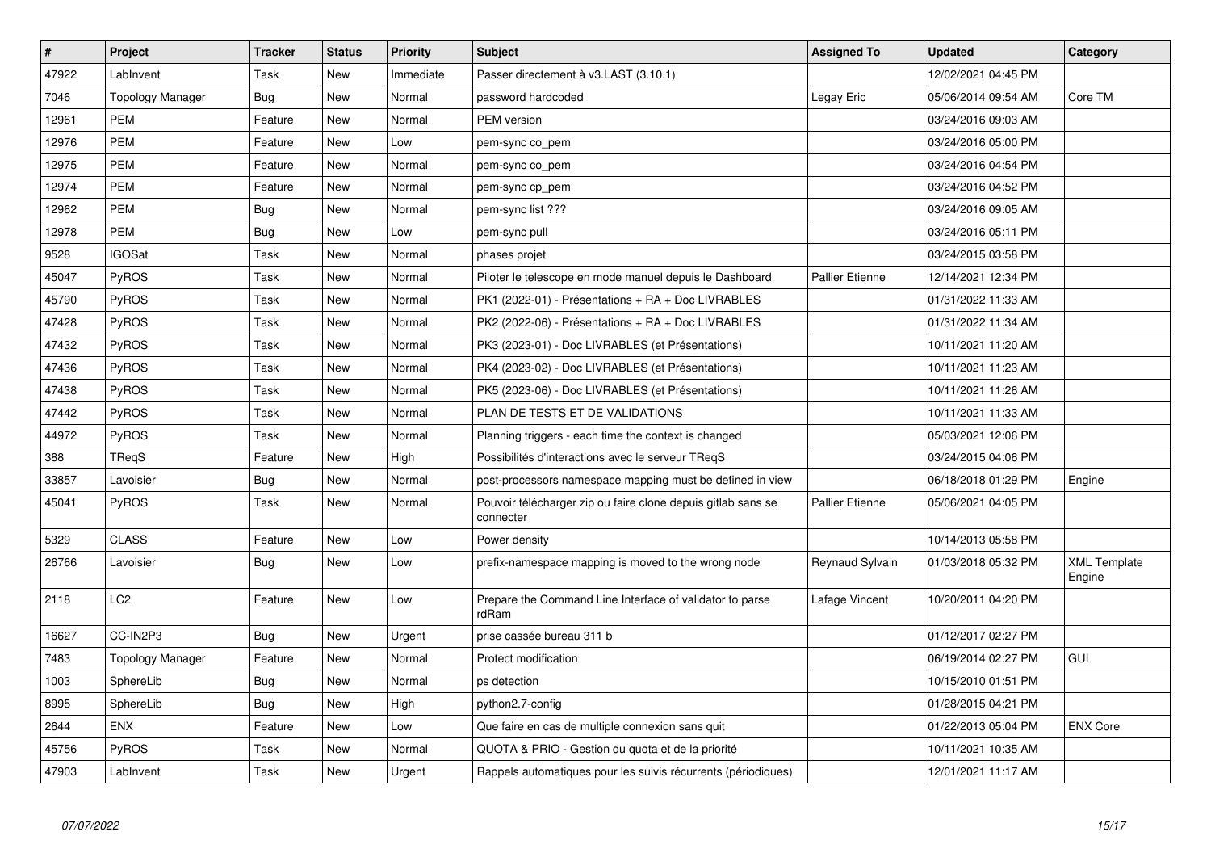| # | Project | Tracker | Status | Priority | Subject | Assigned To | Updated | Category |
|---|---|---|---|---|---|---|---|---|
| 47922 | LabInvent | Task | New | Immediate | Passer directement à v3.LAST (3.10.1) | | 12/02/2021 04:45 PM | |
| 7046 | Topology Manager | Bug | New | Normal | password hardcoded | Legay Eric | 05/06/2014 09:54 AM | Core TM |
| 12961 | PEM | Feature | New | Normal | PEM version | | 03/24/2016 09:03 AM | |
| 12976 | PEM | Feature | New | Low | pem-sync co_pem | | 03/24/2016 05:00 PM | |
| 12975 | PEM | Feature | New | Normal | pem-sync co_pem | | 03/24/2016 04:54 PM | |
| 12974 | PEM | Feature | New | Normal | pem-sync cp_pem | | 03/24/2016 04:52 PM | |
| 12962 | PEM | Bug | New | Normal | pem-sync list ??? | | 03/24/2016 09:05 AM | |
| 12978 | PEM | Bug | New | Low | pem-sync pull | | 03/24/2016 05:11 PM | |
| 9528 | IGOSat | Task | New | Normal | phases projet | | 03/24/2015 03:58 PM | |
| 45047 | PyROS | Task | New | Normal | Piloter le telescope en mode manuel depuis le Dashboard | Pallier Etienne | 12/14/2021 12:34 PM | |
| 45790 | PyROS | Task | New | Normal | PK1 (2022-01) - Présentations + RA + Doc LIVRABLES | | 01/31/2022 11:33 AM | |
| 47428 | PyROS | Task | New | Normal | PK2 (2022-06) - Présentations + RA + Doc LIVRABLES | | 01/31/2022 11:34 AM | |
| 47432 | PyROS | Task | New | Normal | PK3 (2023-01) - Doc LIVRABLES (et Présentations) | | 10/11/2021 11:20 AM | |
| 47436 | PyROS | Task | New | Normal | PK4 (2023-02) - Doc LIVRABLES (et Présentations) | | 10/11/2021 11:23 AM | |
| 47438 | PyROS | Task | New | Normal | PK5 (2023-06) - Doc LIVRABLES (et Présentations) | | 10/11/2021 11:26 AM | |
| 47442 | PyROS | Task | New | Normal | PLAN DE TESTS ET DE VALIDATIONS | | 10/11/2021 11:33 AM | |
| 44972 | PyROS | Task | New | Normal | Planning triggers - each time the context is changed | | 05/03/2021 12:06 PM | |
| 388 | TReqS | Feature | New | High | Possibilités d'interactions avec le serveur TReqS | | 03/24/2015 04:06 PM | |
| 33857 | Lavoisier | Bug | New | Normal | post-processors namespace mapping must be defined in view | | 06/18/2018 01:29 PM | Engine |
| 45041 | PyROS | Task | New | Normal | Pouvoir télécharger zip ou faire clone depuis gitlab sans se connecter | Pallier Etienne | 05/06/2021 04:05 PM | |
| 5329 | CLASS | Feature | New | Low | Power density | | 10/14/2013 05:58 PM | |
| 26766 | Lavoisier | Bug | New | Low | prefix-namespace mapping is moved to the wrong node | Reynaud Sylvain | 01/03/2018 05:32 PM | XML Template Engine |
| 2118 | LC2 | Feature | New | Low | Prepare the Command Line Interface of validator to parse rdRam | Lafage Vincent | 10/20/2011 04:20 PM | |
| 16627 | CC-IN2P3 | Bug | New | Urgent | prise cassée bureau 311 b | | 01/12/2017 02:27 PM | |
| 7483 | Topology Manager | Feature | New | Normal | Protect modification | | 06/19/2014 02:27 PM | GUI |
| 1003 | SphereLib | Bug | New | Normal | ps detection | | 10/15/2010 01:51 PM | |
| 8995 | SphereLib | Bug | New | High | python2.7-config | | 01/28/2015 04:21 PM | |
| 2644 | ENX | Feature | New | Low | Que faire en cas de multiple connexion sans quit | | 01/22/2013 05:04 PM | ENX Core |
| 45756 | PyROS | Task | New | Normal | QUOTA & PRIO - Gestion du quota et de la priorité | | 10/11/2021 10:35 AM | |
| 47903 | LabInvent | Task | New | Urgent | Rappels automatiques pour les suivis récurrents (périodiques) | | 12/01/2021 11:17 AM | |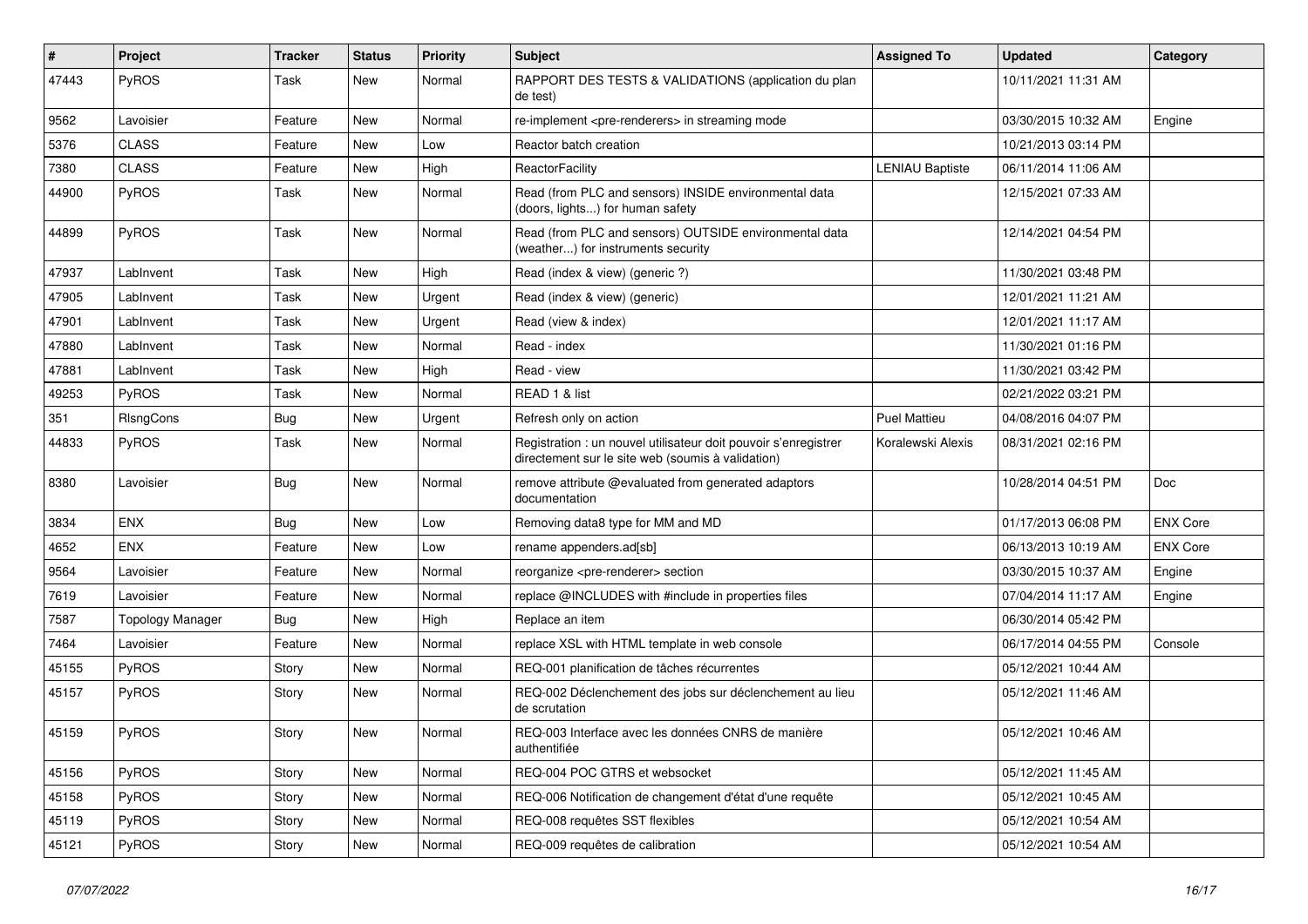| # | Project | Tracker | Status | Priority | Subject | Assigned To | Updated | Category |
| --- | --- | --- | --- | --- | --- | --- | --- | --- |
| 47443 | PyROS | Task | New | Normal | RAPPORT DES TESTS & VALIDATIONS (application du plan de test) | | 10/11/2021 11:31 AM | |
| 9562 | Lavoisier | Feature | New | Normal | re-implement <pre-renderers> in streaming mode | | 03/30/2015 10:32 AM | Engine |
| 5376 | CLASS | Feature | New | Low | Reactor batch creation | | 10/21/2013 03:14 PM | |
| 7380 | CLASS | Feature | New | High | ReactorFacility | LENIAU Baptiste | 06/11/2014 11:06 AM | |
| 44900 | PyROS | Task | New | Normal | Read (from PLC and sensors) INSIDE environmental data (doors, lights...) for human safety | | 12/15/2021 07:33 AM | |
| 44899 | PyROS | Task | New | Normal | Read (from PLC and sensors) OUTSIDE environmental data (weather...) for instruments security | | 12/14/2021 04:54 PM | |
| 47937 | LabInvent | Task | New | High | Read (index & view) (generic ?) | | 11/30/2021 03:48 PM | |
| 47905 | LabInvent | Task | New | Urgent | Read (index & view) (generic) | | 12/01/2021 11:21 AM | |
| 47901 | LabInvent | Task | New | Urgent | Read (view & index) | | 12/01/2021 11:17 AM | |
| 47880 | LabInvent | Task | New | Normal | Read - index | | 11/30/2021 01:16 PM | |
| 47881 | LabInvent | Task | New | High | Read - view | | 11/30/2021 03:42 PM | |
| 49253 | PyROS | Task | New | Normal | READ 1 & list | | 02/21/2022 03:21 PM | |
| 351 | RlsngCons | Bug | New | Urgent | Refresh only on action | Puel Mattieu | 04/08/2016 04:07 PM | |
| 44833 | PyROS | Task | New | Normal | Registration : un nouvel utilisateur doit pouvoir s'enregistrer directement sur le site web (soumis à validation) | Koralewski Alexis | 08/31/2021 02:16 PM | |
| 8380 | Lavoisier | Bug | New | Normal | remove attribute @evaluated from generated adaptors documentation | | 10/28/2014 04:51 PM | Doc |
| 3834 | ENX | Bug | New | Low | Removing data8 type for MM and MD | | 01/17/2013 06:08 PM | ENX Core |
| 4652 | ENX | Feature | New | Low | rename appenders.ad[sb] | | 06/13/2013 10:19 AM | ENX Core |
| 9564 | Lavoisier | Feature | New | Normal | reorganize <pre-renderer> section | | 03/30/2015 10:37 AM | Engine |
| 7619 | Lavoisier | Feature | New | Normal | replace @INCLUDES with #include in properties files | | 07/04/2014 11:17 AM | Engine |
| 7587 | Topology Manager | Bug | New | High | Replace an item | | 06/30/2014 05:42 PM | |
| 7464 | Lavoisier | Feature | New | Normal | replace XSL with HTML template in web console | | 06/17/2014 04:55 PM | Console |
| 45155 | PyROS | Story | New | Normal | REQ-001 planification de tâches récurrentes | | 05/12/2021 10:44 AM | |
| 45157 | PyROS | Story | New | Normal | REQ-002 Déclenchement des jobs sur déclenchement au lieu de scrutation | | 05/12/2021 11:46 AM | |
| 45159 | PyROS | Story | New | Normal | REQ-003 Interface avec les données CNRS de manière authentifiée | | 05/12/2021 10:46 AM | |
| 45156 | PyROS | Story | New | Normal | REQ-004 POC GTRS et websocket | | 05/12/2021 11:45 AM | |
| 45158 | PyROS | Story | New | Normal | REQ-006 Notification de changement d'état d'une requête | | 05/12/2021 10:45 AM | |
| 45119 | PyROS | Story | New | Normal | REQ-008 requêtes SST flexibles | | 05/12/2021 10:54 AM | |
| 45121 | PyROS | Story | New | Normal | REQ-009 requêtes de calibration | | 05/12/2021 10:54 AM | |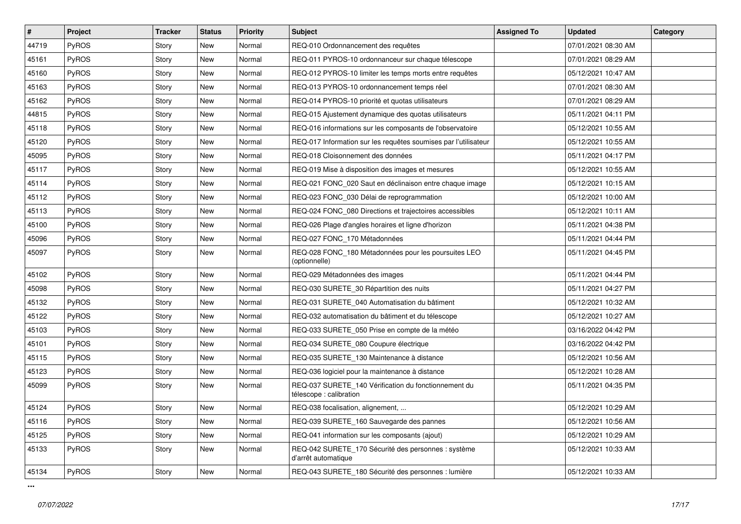| # | Project | Tracker | Status | Priority | Subject | Assigned To | Updated | Category |
|---|---|---|---|---|---|---|---|---|
| 44719 | PyROS | Story | New | Normal | REQ-010 Ordonnancement des requêtes | | 07/01/2021 08:30 AM | |
| 45161 | PyROS | Story | New | Normal | REQ-011 PYROS-10 ordonnanceur sur chaque télescope | | 07/01/2021 08:29 AM | |
| 45160 | PyROS | Story | New | Normal | REQ-012 PYROS-10 limiter les temps morts entre requêtes | | 05/12/2021 10:47 AM | |
| 45163 | PyROS | Story | New | Normal | REQ-013 PYROS-10 ordonnancement temps réel | | 07/01/2021 08:30 AM | |
| 45162 | PyROS | Story | New | Normal | REQ-014 PYROS-10 priorité et quotas utilisateurs | | 07/01/2021 08:29 AM | |
| 44815 | PyROS | Story | New | Normal | REQ-015 Ajustement dynamique des quotas utilisateurs | | 05/11/2021 04:11 PM | |
| 45118 | PyROS | Story | New | Normal | REQ-016 informations sur les composants de l'observatoire | | 05/12/2021 10:55 AM | |
| 45120 | PyROS | Story | New | Normal | REQ-017 Information sur les requêtes soumises par l'utilisateur | | 05/12/2021 10:55 AM | |
| 45095 | PyROS | Story | New | Normal | REQ-018 Cloisonnement des données | | 05/11/2021 04:17 PM | |
| 45117 | PyROS | Story | New | Normal | REQ-019 Mise à disposition des images et mesures | | 05/12/2021 10:55 AM | |
| 45114 | PyROS | Story | New | Normal | REQ-021 FONC_020 Saut en déclinaison entre chaque image | | 05/12/2021 10:15 AM | |
| 45112 | PyROS | Story | New | Normal | REQ-023 FONC_030 Délai de reprogrammation | | 05/12/2021 10:00 AM | |
| 45113 | PyROS | Story | New | Normal | REQ-024 FONC_080 Directions et trajectoires accessibles | | 05/12/2021 10:11 AM | |
| 45100 | PyROS | Story | New | Normal | REQ-026 Plage d'angles horaires et ligne d'horizon | | 05/11/2021 04:38 PM | |
| 45096 | PyROS | Story | New | Normal | REQ-027 FONC_170 Métadonnées | | 05/11/2021 04:44 PM | |
| 45097 | PyROS | Story | New | Normal | REQ-028 FONC_180 Métadonnées pour les poursuites LEO (optionnelle) | | 05/11/2021 04:45 PM | |
| 45102 | PyROS | Story | New | Normal | REQ-029 Métadonnées des images | | 05/11/2021 04:44 PM | |
| 45098 | PyROS | Story | New | Normal | REQ-030 SURETE_30 Répartition des nuits | | 05/11/2021 04:27 PM | |
| 45132 | PyROS | Story | New | Normal | REQ-031 SURETE_040 Automatisation du bâtiment | | 05/12/2021 10:32 AM | |
| 45122 | PyROS | Story | New | Normal | REQ-032 automatisation du bâtiment et du télescope | | 05/12/2021 10:27 AM | |
| 45103 | PyROS | Story | New | Normal | REQ-033 SURETE_050 Prise en compte de la météo | | 03/16/2022 04:42 PM | |
| 45101 | PyROS | Story | New | Normal | REQ-034 SURETE_080 Coupure électrique | | 03/16/2022 04:42 PM | |
| 45115 | PyROS | Story | New | Normal | REQ-035 SURETE_130 Maintenance à distance | | 05/12/2021 10:56 AM | |
| 45123 | PyROS | Story | New | Normal | REQ-036 logiciel pour la maintenance à distance | | 05/12/2021 10:28 AM | |
| 45099 | PyROS | Story | New | Normal | REQ-037 SURETE_140 Vérification du fonctionnement du télescope : calibration | | 05/11/2021 04:35 PM | |
| 45124 | PyROS | Story | New | Normal | REQ-038 focalisation, alignement, ... | | 05/12/2021 10:29 AM | |
| 45116 | PyROS | Story | New | Normal | REQ-039 SURETE_160 Sauvegarde des pannes | | 05/12/2021 10:56 AM | |
| 45125 | PyROS | Story | New | Normal | REQ-041 information sur les composants (ajout) | | 05/12/2021 10:29 AM | |
| 45133 | PyROS | Story | New | Normal | REQ-042 SURETE_170 Sécurité des personnes : système d'arrêt automatique | | 05/12/2021 10:33 AM | |
| 45134 | PyROS | Story | New | Normal | REQ-043 SURETE_180 Sécurité des personnes : lumière | | 05/12/2021 10:33 AM | |

...